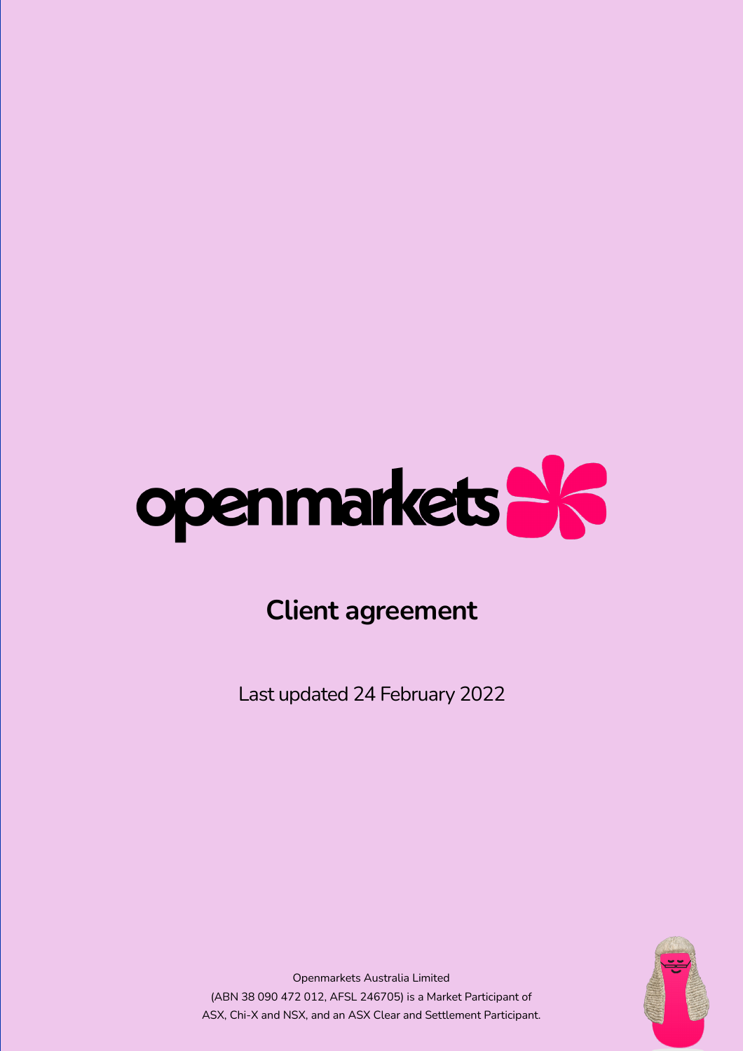openmarkets

# Client agreement

Last updated 24 February 2022

Openmarkets Australia Limited
(ABN 38 090 472 012, AFSL 246705) is a Market Participant of
ASX, Chi-X and NSX, and an ASX Clear and Settlement Participant.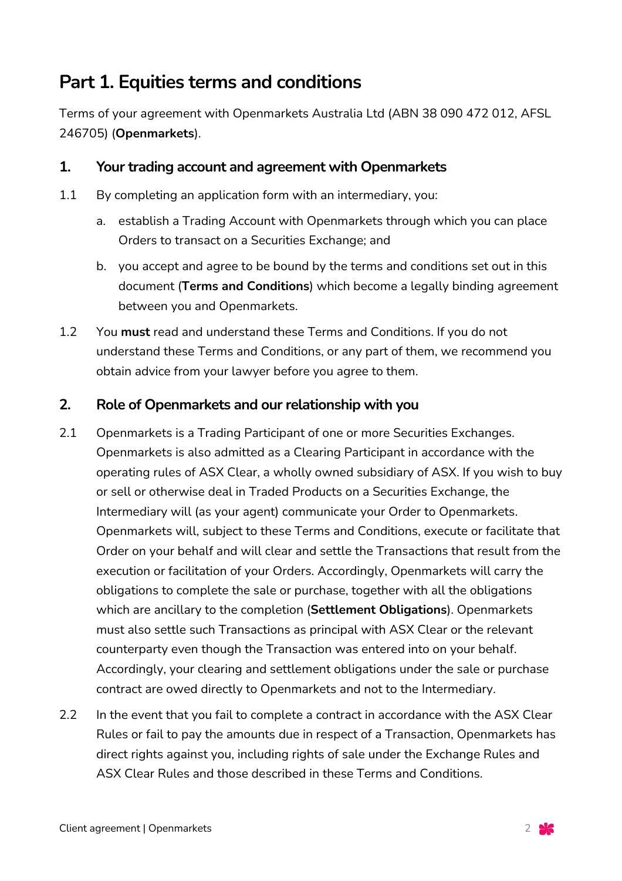# Part 1. Equities terms and conditions

Terms of your agreement with Openmarkets Australia Ltd (ABN 38 090 472 012, AFSL 246705) (**Openmarkets**).

## 1. Your trading account and agreement with Openmarkets

1.1 By completing an application form with an intermediary, you:

a. establish a Trading Account with Openmarkets through which you can place Orders to transact on a Securities Exchange; and

b. you accept and agree to be bound by the terms and conditions set out in this document (**Terms and Conditions**) which become a legally binding agreement between you and Openmarkets.

1.2 You **must** read and understand these Terms and Conditions. If you do not understand these Terms and Conditions, or any part of them, we recommend you obtain advice from your lawyer before you agree to them.

## 2. Role of Openmarkets and our relationship with you

2.1 Openmarkets is a Trading Participant of one or more Securities Exchanges. Openmarkets is also admitted as a Clearing Participant in accordance with the operating rules of ASX Clear, a wholly owned subsidiary of ASX. If you wish to buy or sell or otherwise deal in Traded Products on a Securities Exchange, the Intermediary will (as your agent) communicate your Order to Openmarkets. Openmarkets will, subject to these Terms and Conditions, execute or facilitate that Order on your behalf and will clear and settle the Transactions that result from the execution or facilitation of your Orders. Accordingly, Openmarkets will carry the obligations to complete the sale or purchase, together with all the obligations which are ancillary to the completion (**Settlement Obligations**). Openmarkets must also settle such Transactions as principal with ASX Clear or the relevant counterparty even though the Transaction was entered into on your behalf. Accordingly, your clearing and settlement obligations under the sale or purchase contract are owed directly to Openmarkets and not to the Intermediary.

2.2 In the event that you fail to complete a contract in accordance with the ASX Clear Rules or fail to pay the amounts due in respect of a Transaction, Openmarkets has direct rights against you, including rights of sale under the Exchange Rules and ASX Clear Rules and those described in these Terms and Conditions.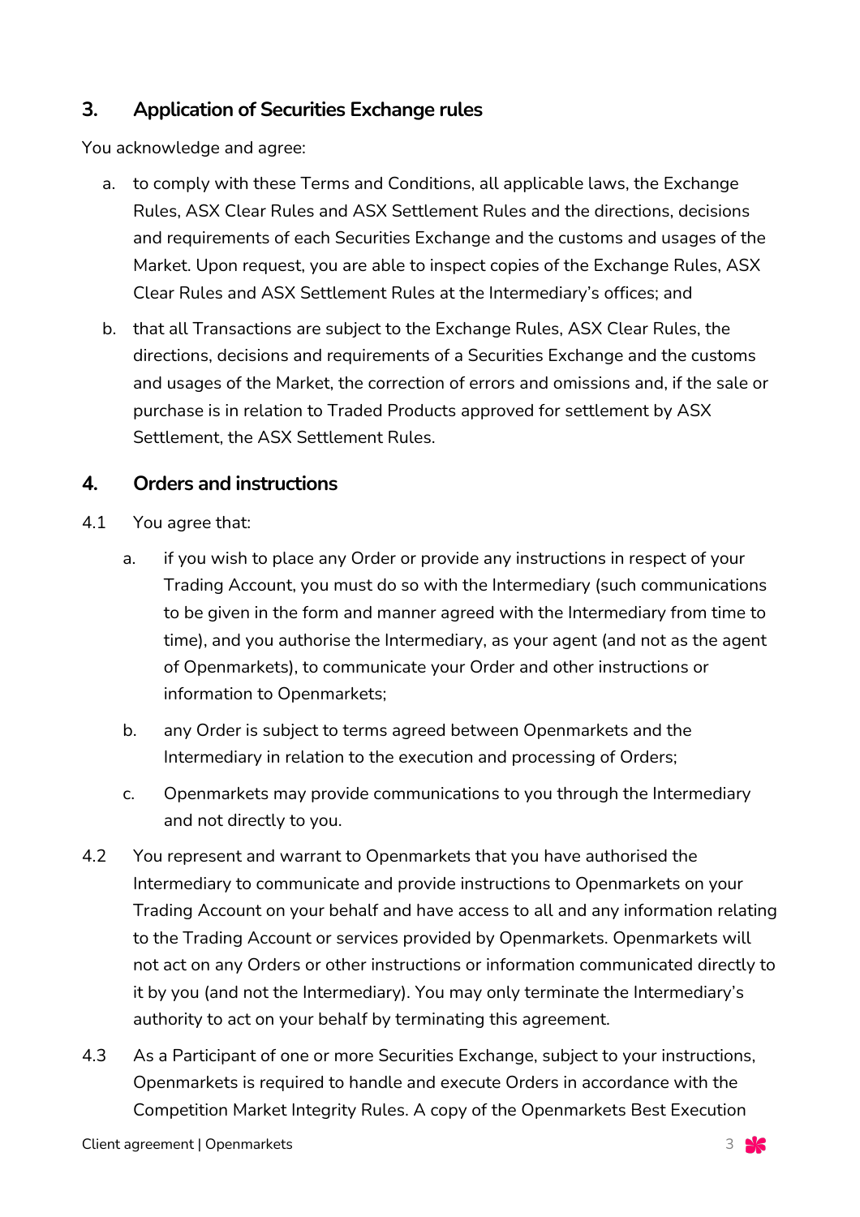## 3. Application of Securities Exchange rules

You acknowledge and agree:

a. to comply with these Terms and Conditions, all applicable laws, the Exchange Rules, ASX Clear Rules and ASX Settlement Rules and the directions, decisions and requirements of each Securities Exchange and the customs and usages of the Market. Upon request, you are able to inspect copies of the Exchange Rules, ASX Clear Rules and ASX Settlement Rules at the Intermediary's offices; and

b. that all Transactions are subject to the Exchange Rules, ASX Clear Rules, the directions, decisions and requirements of a Securities Exchange and the customs and usages of the Market, the correction of errors and omissions and, if the sale or purchase is in relation to Traded Products approved for settlement by ASX Settlement, the ASX Settlement Rules.

## 4. Orders and instructions

4.1 You agree that:

a. if you wish to place any Order or provide any instructions in respect of your Trading Account, you must do so with the Intermediary (such communications to be given in the form and manner agreed with the Intermediary from time to time), and you authorise the Intermediary, as your agent (and not as the agent of Openmarkets), to communicate your Order and other instructions or information to Openmarkets;

b. any Order is subject to terms agreed between Openmarkets and the Intermediary in relation to the execution and processing of Orders;

c. Openmarkets may provide communications to you through the Intermediary and not directly to you.

4.2 You represent and warrant to Openmarkets that you have authorised the Intermediary to communicate and provide instructions to Openmarkets on your Trading Account on your behalf and have access to all and any information relating to the Trading Account or services provided by Openmarkets. Openmarkets will not act on any Orders or other instructions or information communicated directly to it by you (and not the Intermediary). You may only terminate the Intermediary's authority to act on your behalf by terminating this agreement.

4.3 As a Participant of one or more Securities Exchange, subject to your instructions, Openmarkets is required to handle and execute Orders in accordance with the Competition Market Integrity Rules. A copy of the Openmarkets Best Execution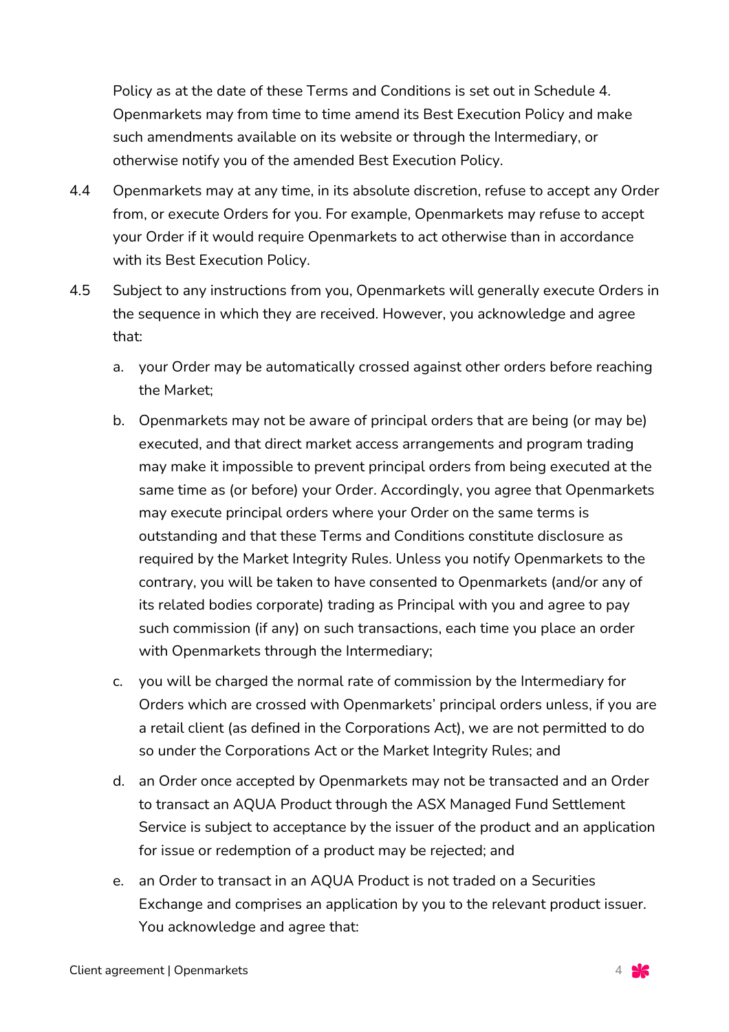Policy as at the date of these Terms and Conditions is set out in Schedule 4. Openmarkets may from time to time amend its Best Execution Policy and make such amendments available on its website or through the Intermediary, or otherwise notify you of the amended Best Execution Policy.

4.4 Openmarkets may at any time, in its absolute discretion, refuse to accept any Order from, or execute Orders for you. For example, Openmarkets may refuse to accept your Order if it would require Openmarkets to act otherwise than in accordance with its Best Execution Policy.

4.5 Subject to any instructions from you, Openmarkets will generally execute Orders in the sequence in which they are received. However, you acknowledge and agree that:

a. your Order may be automatically crossed against other orders before reaching the Market;

b. Openmarkets may not be aware of principal orders that are being (or may be) executed, and that direct market access arrangements and program trading may make it impossible to prevent principal orders from being executed at the same time as (or before) your Order. Accordingly, you agree that Openmarkets may execute principal orders where your Order on the same terms is outstanding and that these Terms and Conditions constitute disclosure as required by the Market Integrity Rules. Unless you notify Openmarkets to the contrary, you will be taken to have consented to Openmarkets (and/or any of its related bodies corporate) trading as Principal with you and agree to pay such commission (if any) on such transactions, each time you place an order with Openmarkets through the Intermediary;

c. you will be charged the normal rate of commission by the Intermediary for Orders which are crossed with Openmarkets' principal orders unless, if you are a retail client (as defined in the Corporations Act), we are not permitted to do so under the Corporations Act or the Market Integrity Rules; and

d. an Order once accepted by Openmarkets may not be transacted and an Order to transact an AQUA Product through the ASX Managed Fund Settlement Service is subject to acceptance by the issuer of the product and an application for issue or redemption of a product may be rejected; and

e. an Order to transact in an AQUA Product is not traded on a Securities Exchange and comprises an application by you to the relevant product issuer. You acknowledge and agree that: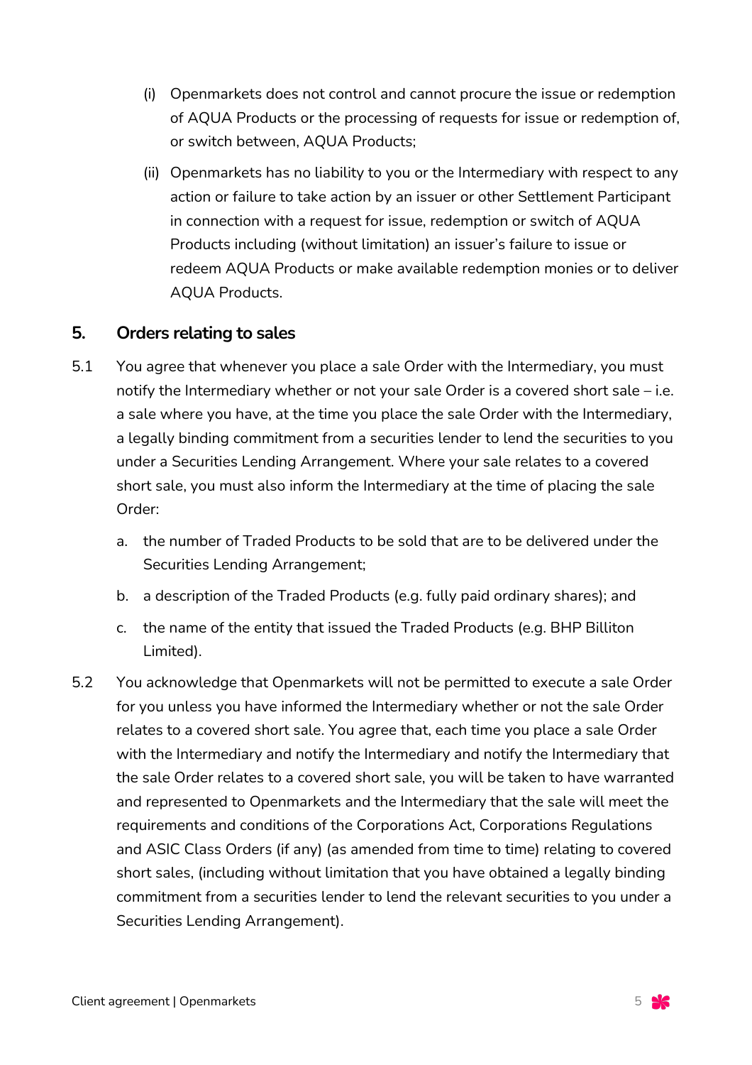(i) Openmarkets does not control and cannot procure the issue or redemption of AQUA Products or the processing of requests for issue or redemption of, or switch between, AQUA Products;

(ii) Openmarkets has no liability to you or the Intermediary with respect to any action or failure to take action by an issuer or other Settlement Participant in connection with a request for issue, redemption or switch of AQUA Products including (without limitation) an issuer's failure to issue or redeem AQUA Products or make available redemption monies or to deliver AQUA Products.

## 5. Orders relating to sales

5.1 You agree that whenever you place a sale Order with the Intermediary, you must notify the Intermediary whether or not your sale Order is a covered short sale – i.e. a sale where you have, at the time you place the sale Order with the Intermediary, a legally binding commitment from a securities lender to lend the securities to you under a Securities Lending Arrangement. Where your sale relates to a covered short sale, you must also inform the Intermediary at the time of placing the sale Order:

a. the number of Traded Products to be sold that are to be delivered under the Securities Lending Arrangement;

b. a description of the Traded Products (e.g. fully paid ordinary shares); and

c. the name of the entity that issued the Traded Products (e.g. BHP Billiton Limited).

5.2 You acknowledge that Openmarkets will not be permitted to execute a sale Order for you unless you have informed the Intermediary whether or not the sale Order relates to a covered short sale. You agree that, each time you place a sale Order with the Intermediary and notify the Intermediary and notify the Intermediary that the sale Order relates to a covered short sale, you will be taken to have warranted and represented to Openmarkets and the Intermediary that the sale will meet the requirements and conditions of the Corporations Act, Corporations Regulations and ASIC Class Orders (if any) (as amended from time to time) relating to covered short sales, (including without limitation that you have obtained a legally binding commitment from a securities lender to lend the relevant securities to you under a Securities Lending Arrangement).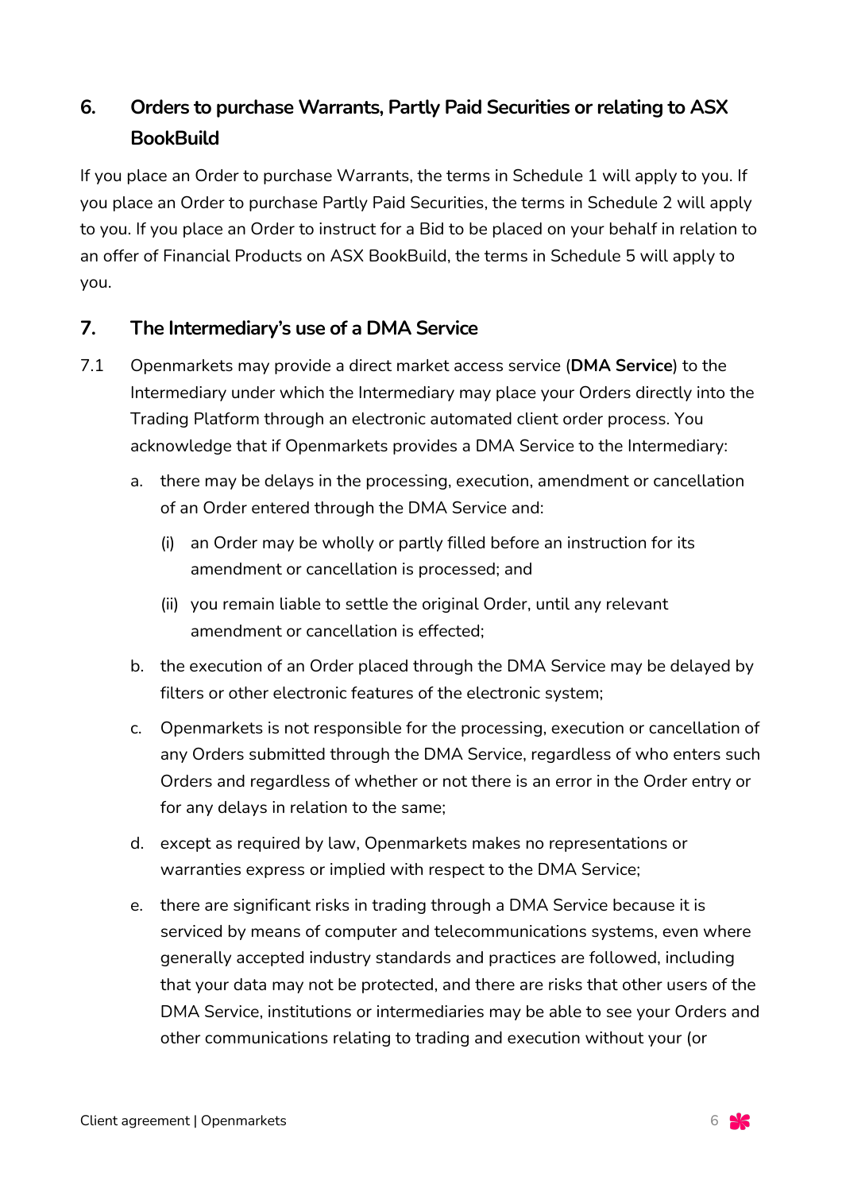## 6. Orders to purchase Warrants, Partly Paid Securities or relating to ASX BookBuild

If you place an Order to purchase Warrants, the terms in Schedule 1 will apply to you. If you place an Order to purchase Partly Paid Securities, the terms in Schedule 2 will apply to you. If you place an Order to instruct for a Bid to be placed on your behalf in relation to an offer of Financial Products on ASX BookBuild, the terms in Schedule 5 will apply to you.

## 7. The Intermediary's use of a DMA Service

7.1 Openmarkets may provide a direct market access service (**DMA Service**) to the Intermediary under which the Intermediary may place your Orders directly into the Trading Platform through an electronic automated client order process. You acknowledge that if Openmarkets provides a DMA Service to the Intermediary:

a. there may be delays in the processing, execution, amendment or cancellation of an Order entered through the DMA Service and:

   (i) an Order may be wholly or partly filled before an instruction for its amendment or cancellation is processed; and

   (ii) you remain liable to settle the original Order, until any relevant amendment or cancellation is effected;

b. the execution of an Order placed through the DMA Service may be delayed by filters or other electronic features of the electronic system;

c. Openmarkets is not responsible for the processing, execution or cancellation of any Orders submitted through the DMA Service, regardless of who enters such Orders and regardless of whether or not there is an error in the Order entry or for any delays in relation to the same;

d. except as required by law, Openmarkets makes no representations or warranties express or implied with respect to the DMA Service;

e. there are significant risks in trading through a DMA Service because it is serviced by means of computer and telecommunications systems, even where generally accepted industry standards and practices are followed, including that your data may not be protected, and there are risks that other users of the DMA Service, institutions or intermediaries may be able to see your Orders and other communications relating to trading and execution without your (or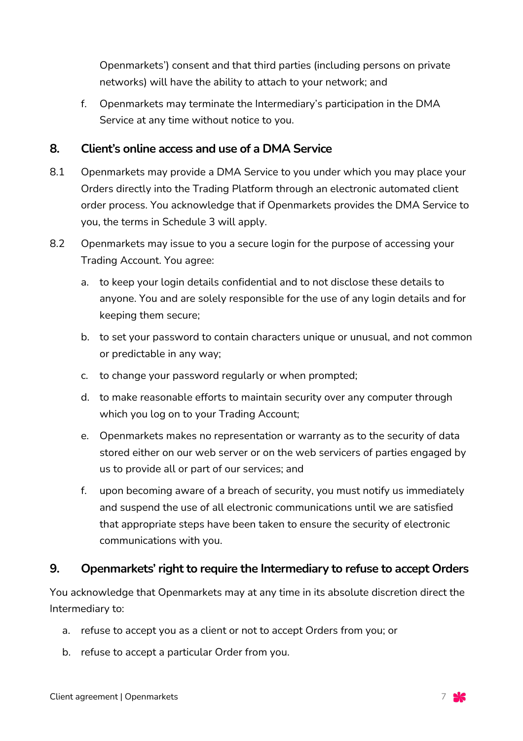Openmarkets') consent and that third parties (including persons on private networks) will have the ability to attach to your network; and

f. Openmarkets may terminate the Intermediary's participation in the DMA Service at any time without notice to you.

## 8. Client's online access and use of a DMA Service

8.1 Openmarkets may provide a DMA Service to you under which you may place your Orders directly into the Trading Platform through an electronic automated client order process. You acknowledge that if Openmarkets provides the DMA Service to you, the terms in Schedule 3 will apply.

8.2 Openmarkets may issue to you a secure login for the purpose of accessing your Trading Account. You agree:

a. to keep your login details confidential and to not disclose these details to anyone. You and are solely responsible for the use of any login details and for keeping them secure;

b. to set your password to contain characters unique or unusual, and not common or predictable in any way;

c. to change your password regularly or when prompted;

d. to make reasonable efforts to maintain security over any computer through which you log on to your Trading Account;

e. Openmarkets makes no representation or warranty as to the security of data stored either on our web server or on the web servicers of parties engaged by us to provide all or part of our services; and

f. upon becoming aware of a breach of security, you must notify us immediately and suspend the use of all electronic communications until we are satisfied that appropriate steps have been taken to ensure the security of electronic communications with you.

## 9. Openmarkets' right to require the Intermediary to refuse to accept Orders

You acknowledge that Openmarkets may at any time in its absolute discretion direct the Intermediary to:

a. refuse to accept you as a client or not to accept Orders from you; or

b. refuse to accept a particular Order from you.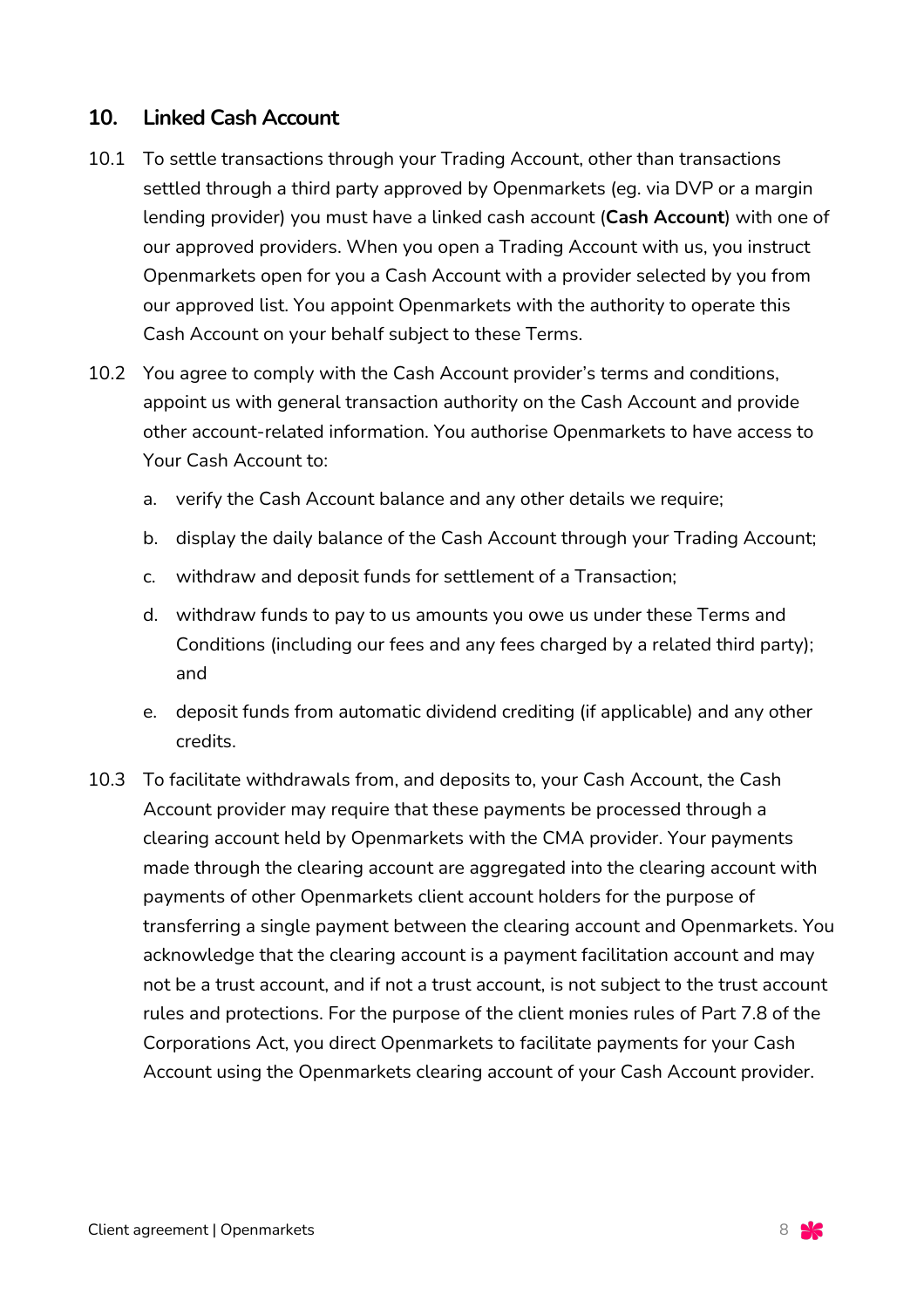## 10. Linked Cash Account

10.1 To settle transactions through your Trading Account, other than transactions settled through a third party approved by Openmarkets (eg. via DVP or a margin lending provider) you must have a linked cash account (**Cash Account**) with one of our approved providers. When you open a Trading Account with us, you instruct Openmarkets open for you a Cash Account with a provider selected by you from our approved list. You appoint Openmarkets with the authority to operate this Cash Account on your behalf subject to these Terms.

10.2 You agree to comply with the Cash Account provider's terms and conditions, appoint us with general transaction authority on the Cash Account and provide other account-related information. You authorise Openmarkets to have access to Your Cash Account to:

a. verify the Cash Account balance and any other details we require;

b. display the daily balance of the Cash Account through your Trading Account;

c. withdraw and deposit funds for settlement of a Transaction;

d. withdraw funds to pay to us amounts you owe us under these Terms and Conditions (including our fees and any fees charged by a related third party); and

e. deposit funds from automatic dividend crediting (if applicable) and any other credits.

10.3 To facilitate withdrawals from, and deposits to, your Cash Account, the Cash Account provider may require that these payments be processed through a clearing account held by Openmarkets with the CMA provider. Your payments made through the clearing account are aggregated into the clearing account with payments of other Openmarkets client account holders for the purpose of transferring a single payment between the clearing account and Openmarkets. You acknowledge that the clearing account is a payment facilitation account and may not be a trust account, and if not a trust account, is not subject to the trust account rules and protections. For the purpose of the client monies rules of Part 7.8 of the Corporations Act, you direct Openmarkets to facilitate payments for your Cash Account using the Openmarkets clearing account of your Cash Account provider.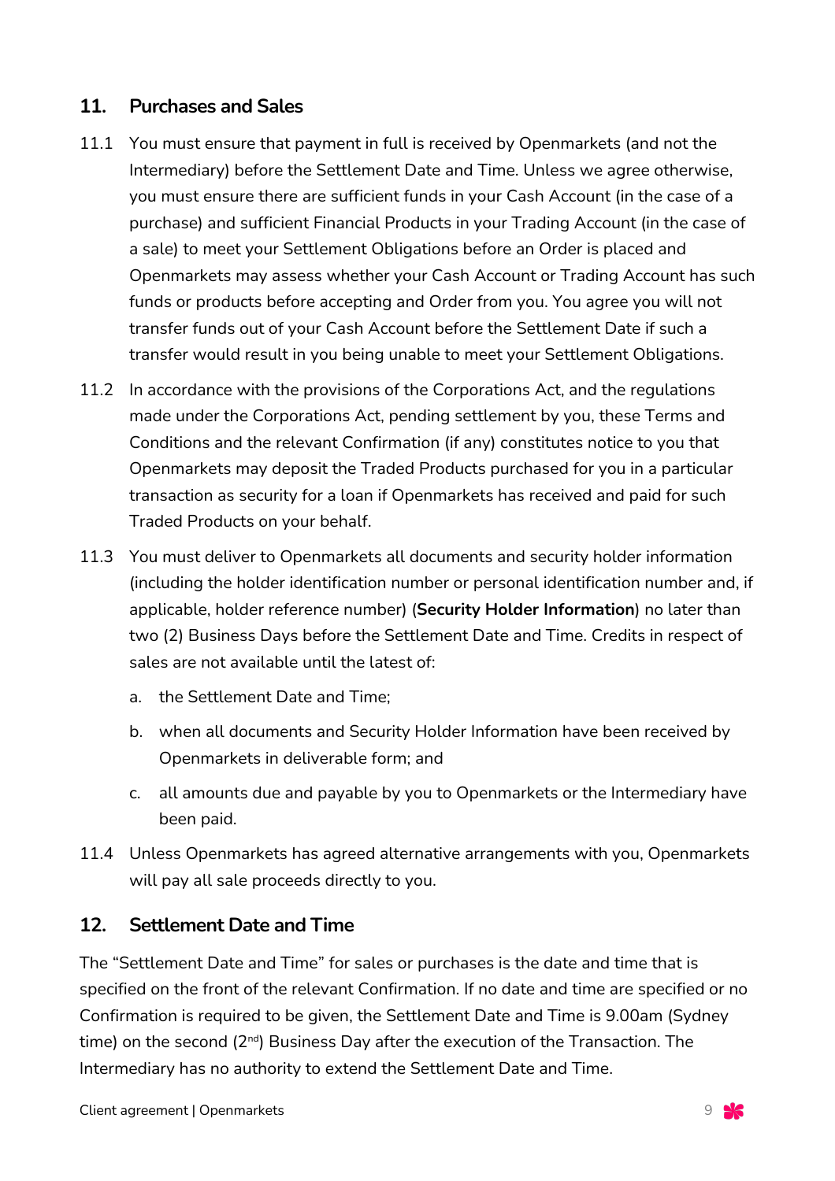## 11. Purchases and Sales

11.1 You must ensure that payment in full is received by Openmarkets (and not the Intermediary) before the Settlement Date and Time. Unless we agree otherwise, you must ensure there are sufficient funds in your Cash Account (in the case of a purchase) and sufficient Financial Products in your Trading Account (in the case of a sale) to meet your Settlement Obligations before an Order is placed and Openmarkets may assess whether your Cash Account or Trading Account has such funds or products before accepting and Order from you. You agree you will not transfer funds out of your Cash Account before the Settlement Date if such a transfer would result in you being unable to meet your Settlement Obligations.

11.2 In accordance with the provisions of the Corporations Act, and the regulations made under the Corporations Act, pending settlement by you, these Terms and Conditions and the relevant Confirmation (if any) constitutes notice to you that Openmarkets may deposit the Traded Products purchased for you in a particular transaction as security for a loan if Openmarkets has received and paid for such Traded Products on your behalf.

11.3 You must deliver to Openmarkets all documents and security holder information (including the holder identification number or personal identification number and, if applicable, holder reference number) (**Security Holder Information**) no later than two (2) Business Days before the Settlement Date and Time. Credits in respect of sales are not available until the latest of:

   a. the Settlement Date and Time;

   b. when all documents and Security Holder Information have been received by Openmarkets in deliverable form; and

   c. all amounts due and payable by you to Openmarkets or the Intermediary have been paid.

11.4 Unless Openmarkets has agreed alternative arrangements with you, Openmarkets will pay all sale proceeds directly to you.

## 12. Settlement Date and Time

The "Settlement Date and Time" for sales or purchases is the date and time that is specified on the front of the relevant Confirmation. If no date and time are specified or no Confirmation is required to be given, the Settlement Date and Time is 9.00am (Sydney time) on the second (2nd) Business Day after the execution of the Transaction. The Intermediary has no authority to extend the Settlement Date and Time.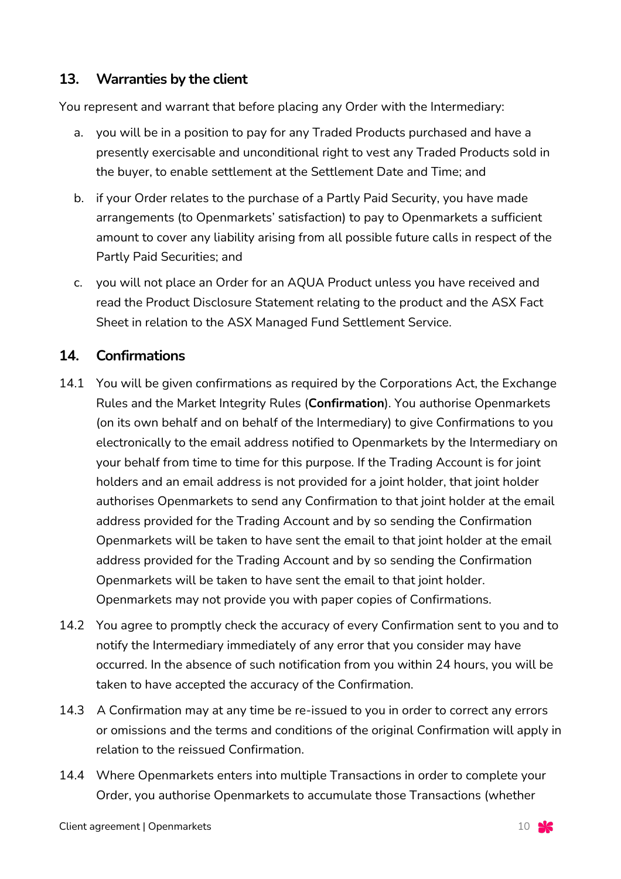## 13. Warranties by the client

You represent and warrant that before placing any Order with the Intermediary:

a. you will be in a position to pay for any Traded Products purchased and have a presently exercisable and unconditional right to vest any Traded Products sold in the buyer, to enable settlement at the Settlement Date and Time; and

b. if your Order relates to the purchase of a Partly Paid Security, you have made arrangements (to Openmarkets' satisfaction) to pay to Openmarkets a sufficient amount to cover any liability arising from all possible future calls in respect of the Partly Paid Securities; and

c. you will not place an Order for an AQUA Product unless you have received and read the Product Disclosure Statement relating to the product and the ASX Fact Sheet in relation to the ASX Managed Fund Settlement Service.

## 14. Confirmations

14.1 You will be given confirmations as required by the Corporations Act, the Exchange Rules and the Market Integrity Rules (**Confirmation**). You authorise Openmarkets (on its own behalf and on behalf of the Intermediary) to give Confirmations to you electronically to the email address notified to Openmarkets by the Intermediary on your behalf from time to time for this purpose. If the Trading Account is for joint holders and an email address is not provided for a joint holder, that joint holder authorises Openmarkets to send any Confirmation to that joint holder at the email address provided for the Trading Account and by so sending the Confirmation Openmarkets will be taken to have sent the email to that joint holder at the email address provided for the Trading Account and by so sending the Confirmation Openmarkets will be taken to have sent the email to that joint holder. Openmarkets may not provide you with paper copies of Confirmations.

14.2 You agree to promptly check the accuracy of every Confirmation sent to you and to notify the Intermediary immediately of any error that you consider may have occurred. In the absence of such notification from you within 24 hours, you will be taken to have accepted the accuracy of the Confirmation.

14.3 A Confirmation may at any time be re-issued to you in order to correct any errors or omissions and the terms and conditions of the original Confirmation will apply in relation to the reissued Confirmation.

14.4 Where Openmarkets enters into multiple Transactions in order to complete your Order, you authorise Openmarkets to accumulate those Transactions (whether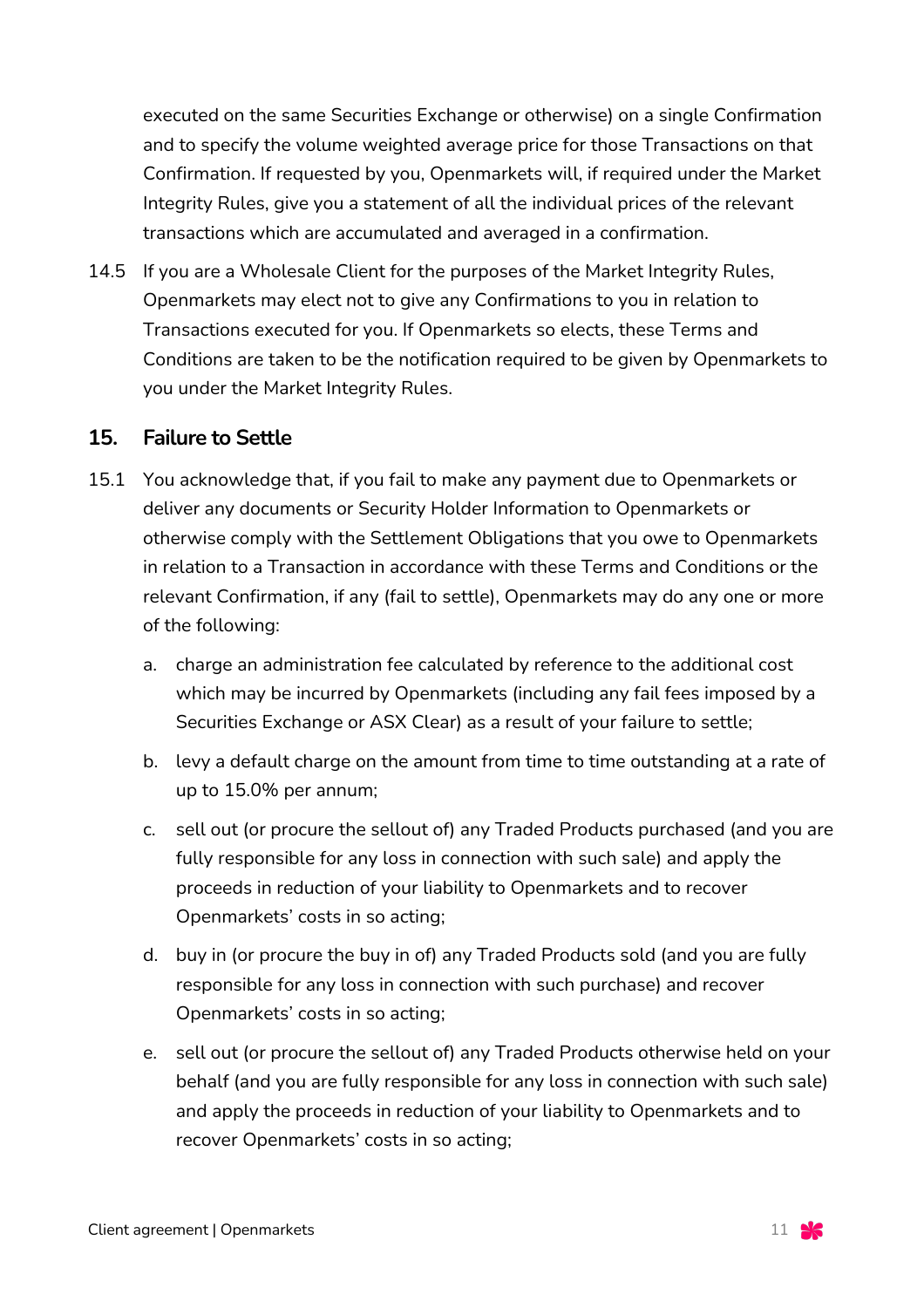executed on the same Securities Exchange or otherwise) on a single Confirmation and to specify the volume weighted average price for those Transactions on that Confirmation. If requested by you, Openmarkets will, if required under the Market Integrity Rules, give you a statement of all the individual prices of the relevant transactions which are accumulated and averaged in a confirmation.

14.5 If you are a Wholesale Client for the purposes of the Market Integrity Rules, Openmarkets may elect not to give any Confirmations to you in relation to Transactions executed for you. If Openmarkets so elects, these Terms and Conditions are taken to be the notification required to be given by Openmarkets to you under the Market Integrity Rules.

## 15. Failure to Settle

15.1 You acknowledge that, if you fail to make any payment due to Openmarkets or deliver any documents or Security Holder Information to Openmarkets or otherwise comply with the Settlement Obligations that you owe to Openmarkets in relation to a Transaction in accordance with these Terms and Conditions or the relevant Confirmation, if any (fail to settle), Openmarkets may do any one or more of the following:

a. charge an administration fee calculated by reference to the additional cost which may be incurred by Openmarkets (including any fail fees imposed by a Securities Exchange or ASX Clear) as a result of your failure to settle;

b. levy a default charge on the amount from time to time outstanding at a rate of up to 15.0% per annum;

c. sell out (or procure the sellout of) any Traded Products purchased (and you are fully responsible for any loss in connection with such sale) and apply the proceeds in reduction of your liability to Openmarkets and to recover Openmarkets' costs in so acting;

d. buy in (or procure the buy in of) any Traded Products sold (and you are fully responsible for any loss in connection with such purchase) and recover Openmarkets' costs in so acting;

e. sell out (or procure the sellout of) any Traded Products otherwise held on your behalf (and you are fully responsible for any loss in connection with such sale) and apply the proceeds in reduction of your liability to Openmarkets and to recover Openmarkets' costs in so acting;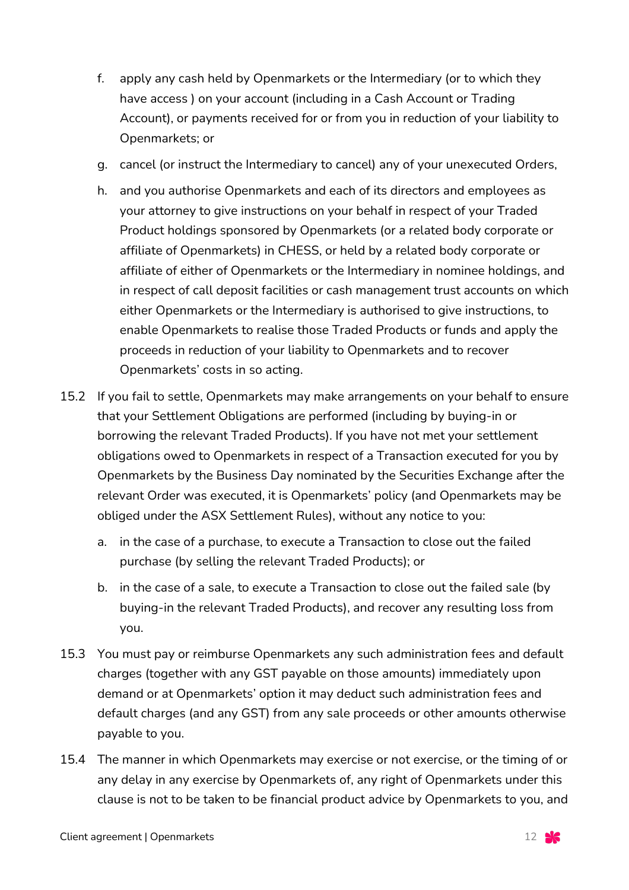f. apply any cash held by Openmarkets or the Intermediary (or to which they have access ) on your account (including in a Cash Account or Trading Account), or payments received for or from you in reduction of your liability to Openmarkets; or

g. cancel (or instruct the Intermediary to cancel) any of your unexecuted Orders,

h. and you authorise Openmarkets and each of its directors and employees as your attorney to give instructions on your behalf in respect of your Traded Product holdings sponsored by Openmarkets (or a related body corporate or affiliate of Openmarkets) in CHESS, or held by a related body corporate or affiliate of either of Openmarkets or the Intermediary in nominee holdings, and in respect of call deposit facilities or cash management trust accounts on which either Openmarkets or the Intermediary is authorised to give instructions, to enable Openmarkets to realise those Traded Products or funds and apply the proceeds in reduction of your liability to Openmarkets and to recover Openmarkets' costs in so acting.

15.2 If you fail to settle, Openmarkets may make arrangements on your behalf to ensure that your Settlement Obligations are performed (including by buying-in or borrowing the relevant Traded Products). If you have not met your settlement obligations owed to Openmarkets in respect of a Transaction executed for you by Openmarkets by the Business Day nominated by the Securities Exchange after the relevant Order was executed, it is Openmarkets' policy (and Openmarkets may be obliged under the ASX Settlement Rules), without any notice to you:

a. in the case of a purchase, to execute a Transaction to close out the failed purchase (by selling the relevant Traded Products); or

b. in the case of a sale, to execute a Transaction to close out the failed sale (by buying-in the relevant Traded Products), and recover any resulting loss from you.

15.3 You must pay or reimburse Openmarkets any such administration fees and default charges (together with any GST payable on those amounts) immediately upon demand or at Openmarkets' option it may deduct such administration fees and default charges (and any GST) from any sale proceeds or other amounts otherwise payable to you.

15.4 The manner in which Openmarkets may exercise or not exercise, or the timing of or any delay in any exercise by Openmarkets of, any right of Openmarkets under this clause is not to be taken to be financial product advice by Openmarkets to you, and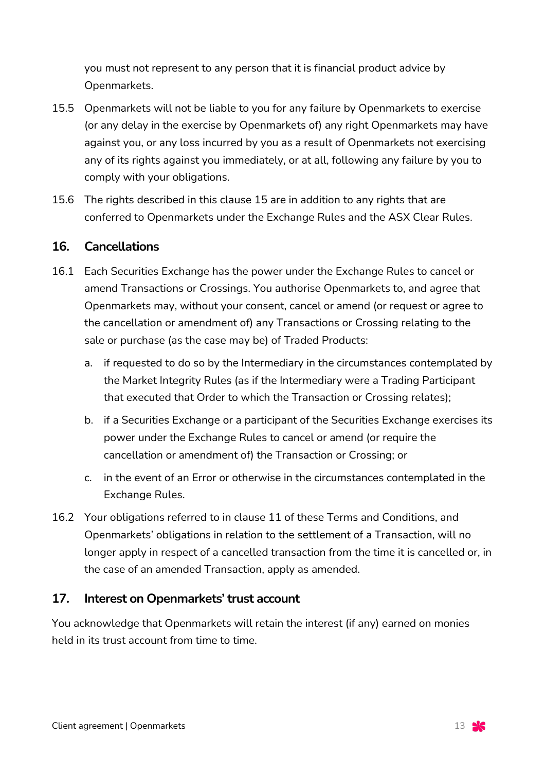you must not represent to any person that it is financial product advice by Openmarkets.

15.5 Openmarkets will not be liable to you for any failure by Openmarkets to exercise (or any delay in the exercise by Openmarkets of) any right Openmarkets may have against you, or any loss incurred by you as a result of Openmarkets not exercising any of its rights against you immediately, or at all, following any failure by you to comply with your obligations.

15.6 The rights described in this clause 15 are in addition to any rights that are conferred to Openmarkets under the Exchange Rules and the ASX Clear Rules.

## 16. Cancellations

16.1 Each Securities Exchange has the power under the Exchange Rules to cancel or amend Transactions or Crossings. You authorise Openmarkets to, and agree that Openmarkets may, without your consent, cancel or amend (or request or agree to the cancellation or amendment of) any Transactions or Crossing relating to the sale or purchase (as the case may be) of Traded Products:

a. if requested to do so by the Intermediary in the circumstances contemplated by the Market Integrity Rules (as if the Intermediary were a Trading Participant that executed that Order to which the Transaction or Crossing relates);

b. if a Securities Exchange or a participant of the Securities Exchange exercises its power under the Exchange Rules to cancel or amend (or require the cancellation or amendment of) the Transaction or Crossing; or

c. in the event of an Error or otherwise in the circumstances contemplated in the Exchange Rules.

16.2 Your obligations referred to in clause 11 of these Terms and Conditions, and Openmarkets' obligations in relation to the settlement of a Transaction, will no longer apply in respect of a cancelled transaction from the time it is cancelled or, in the case of an amended Transaction, apply as amended.

## 17. Interest on Openmarkets' trust account

You acknowledge that Openmarkets will retain the interest (if any) earned on monies held in its trust account from time to time.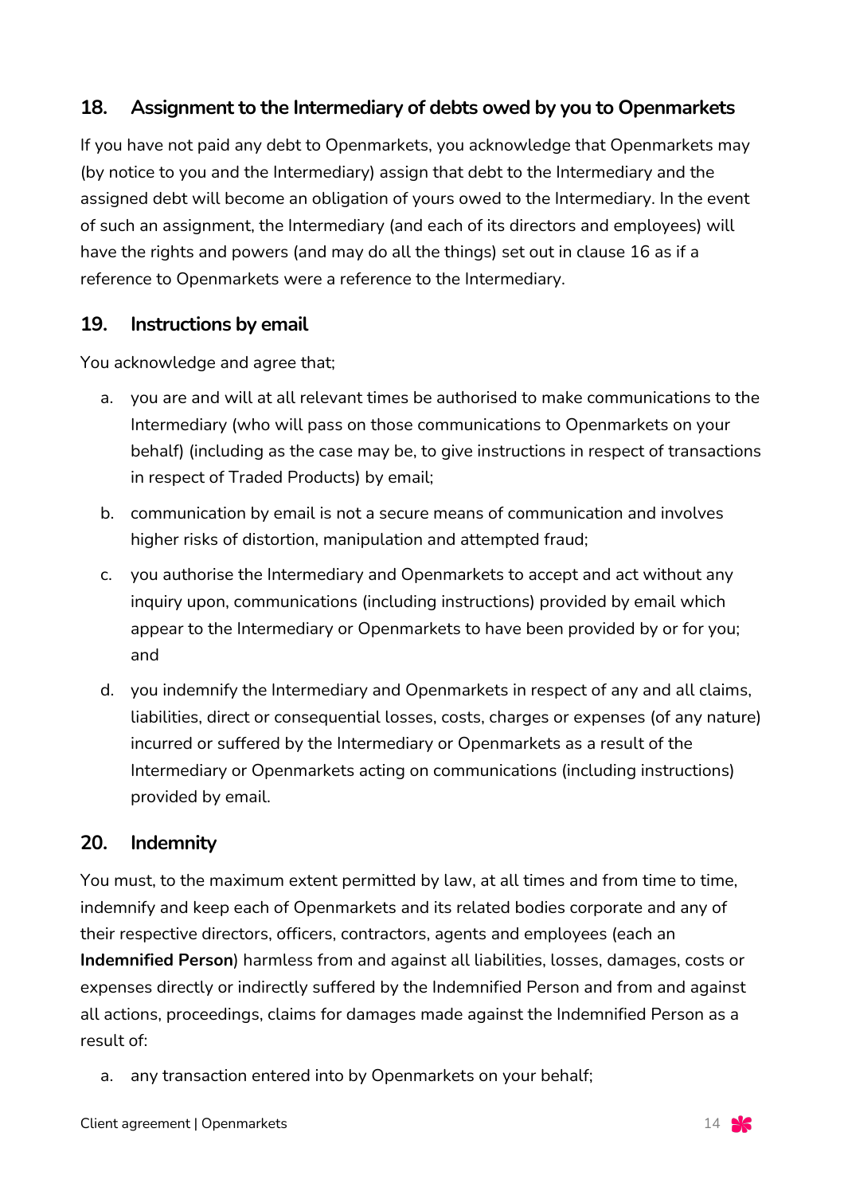## 18. Assignment to the Intermediary of debts owed by you to Openmarkets

If you have not paid any debt to Openmarkets, you acknowledge that Openmarkets may (by notice to you and the Intermediary) assign that debt to the Intermediary and the assigned debt will become an obligation of yours owed to the Intermediary. In the event of such an assignment, the Intermediary (and each of its directors and employees) will have the rights and powers (and may do all the things) set out in clause 16 as if a reference to Openmarkets were a reference to the Intermediary.

## 19. Instructions by email

You acknowledge and agree that;

a. you are and will at all relevant times be authorised to make communications to the Intermediary (who will pass on those communications to Openmarkets on your behalf) (including as the case may be, to give instructions in respect of transactions in respect of Traded Products) by email;

b. communication by email is not a secure means of communication and involves higher risks of distortion, manipulation and attempted fraud;

c. you authorise the Intermediary and Openmarkets to accept and act without any inquiry upon, communications (including instructions) provided by email which appear to the Intermediary or Openmarkets to have been provided by or for you; and

d. you indemnify the Intermediary and Openmarkets in respect of any and all claims, liabilities, direct or consequential losses, costs, charges or expenses (of any nature) incurred or suffered by the Intermediary or Openmarkets as a result of the Intermediary or Openmarkets acting on communications (including instructions) provided by email.

## 20. Indemnity

You must, to the maximum extent permitted by law, at all times and from time to time, indemnify and keep each of Openmarkets and its related bodies corporate and any of their respective directors, officers, contractors, agents and employees (each an **Indemnified Person**) harmless from and against all liabilities, losses, damages, costs or expenses directly or indirectly suffered by the Indemnified Person and from and against all actions, proceedings, claims for damages made against the Indemnified Person as a result of:

a. any transaction entered into by Openmarkets on your behalf;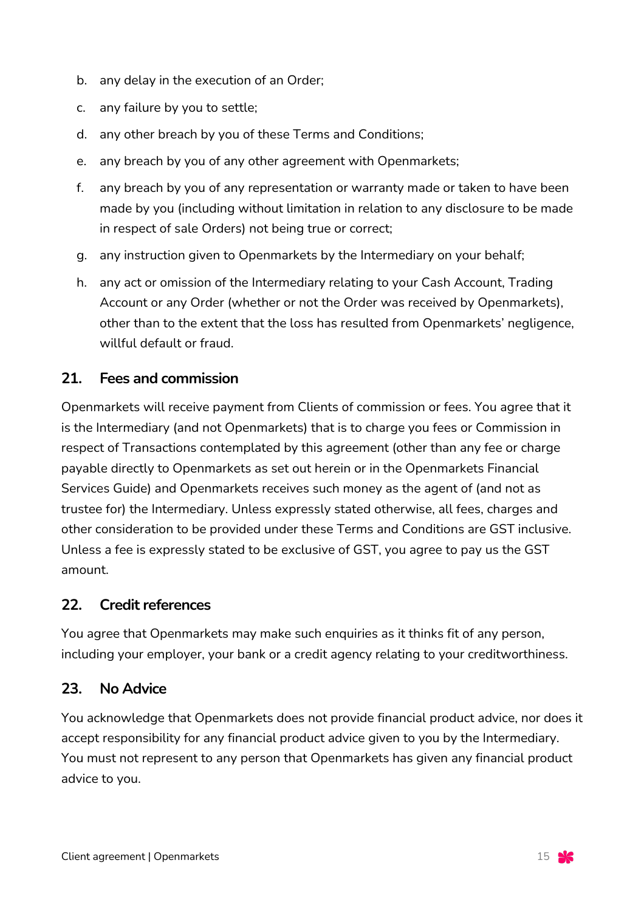b. any delay in the execution of an Order;

c. any failure by you to settle;

d. any other breach by you of these Terms and Conditions;

e. any breach by you of any other agreement with Openmarkets;

f. any breach by you of any representation or warranty made or taken to have been made by you (including without limitation in relation to any disclosure to be made in respect of sale Orders) not being true or correct;

g. any instruction given to Openmarkets by the Intermediary on your behalf;

h. any act or omission of the Intermediary relating to your Cash Account, Trading Account or any Order (whether or not the Order was received by Openmarkets), other than to the extent that the loss has resulted from Openmarkets' negligence, willful default or fraud.

## 21. Fees and commission

Openmarkets will receive payment from Clients of commission or fees. You agree that it is the Intermediary (and not Openmarkets) that is to charge you fees or Commission in respect of Transactions contemplated by this agreement (other than any fee or charge payable directly to Openmarkets as set out herein or in the Openmarkets Financial Services Guide) and Openmarkets receives such money as the agent of (and not as trustee for) the Intermediary. Unless expressly stated otherwise, all fees, charges and other consideration to be provided under these Terms and Conditions are GST inclusive. Unless a fee is expressly stated to be exclusive of GST, you agree to pay us the GST amount.

## 22. Credit references

You agree that Openmarkets may make such enquiries as it thinks fit of any person, including your employer, your bank or a credit agency relating to your creditworthiness.

## 23. No Advice

You acknowledge that Openmarkets does not provide financial product advice, nor does it accept responsibility for any financial product advice given to you by the Intermediary. You must not represent to any person that Openmarkets has given any financial product advice to you.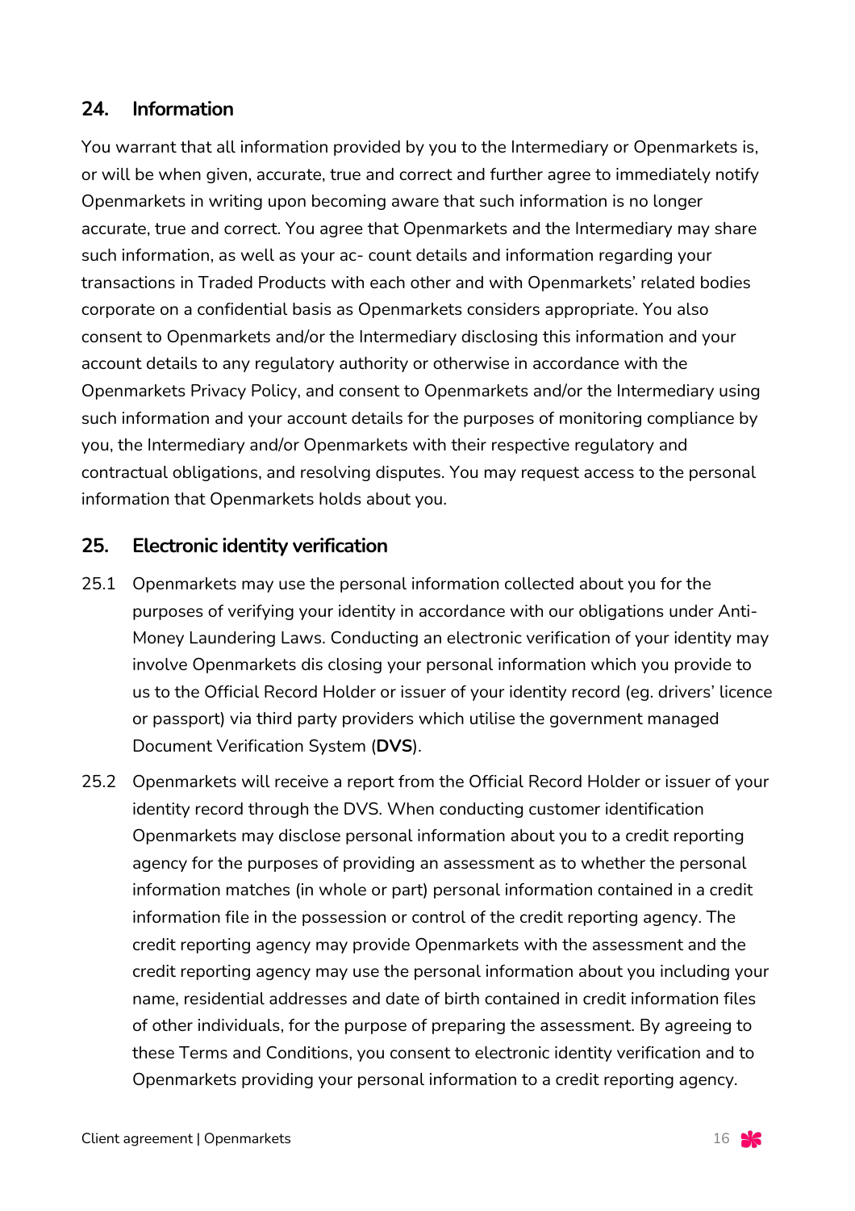## 24. Information

You warrant that all information provided by you to the Intermediary or Openmarkets is, or will be when given, accurate, true and correct and further agree to immediately notify Openmarkets in writing upon becoming aware that such information is no longer accurate, true and correct. You agree that Openmarkets and the Intermediary may share such information, as well as your ac- count details and information regarding your transactions in Traded Products with each other and with Openmarkets' related bodies corporate on a confidential basis as Openmarkets considers appropriate. You also consent to Openmarkets and/or the Intermediary disclosing this information and your account details to any regulatory authority or otherwise in accordance with the Openmarkets Privacy Policy, and consent to Openmarkets and/or the Intermediary using such information and your account details for the purposes of monitoring compliance by you, the Intermediary and/or Openmarkets with their respective regulatory and contractual obligations, and resolving disputes. You may request access to the personal information that Openmarkets holds about you.

## 25. Electronic identity verification

25.1 Openmarkets may use the personal information collected about you for the purposes of verifying your identity in accordance with our obligations under Anti-Money Laundering Laws. Conducting an electronic verification of your identity may involve Openmarkets dis closing your personal information which you provide to us to the Official Record Holder or issuer of your identity record (eg. drivers' licence or passport) via third party providers which utilise the government managed Document Verification System (**DVS**).

25.2 Openmarkets will receive a report from the Official Record Holder or issuer of your identity record through the DVS. When conducting customer identification Openmarkets may disclose personal information about you to a credit reporting agency for the purposes of providing an assessment as to whether the personal information matches (in whole or part) personal information contained in a credit information file in the possession or control of the credit reporting agency. The credit reporting agency may provide Openmarkets with the assessment and the credit reporting agency may use the personal information about you including your name, residential addresses and date of birth contained in credit information files of other individuals, for the purpose of preparing the assessment. By agreeing to these Terms and Conditions, you consent to electronic identity verification and to Openmarkets providing your personal information to a credit reporting agency.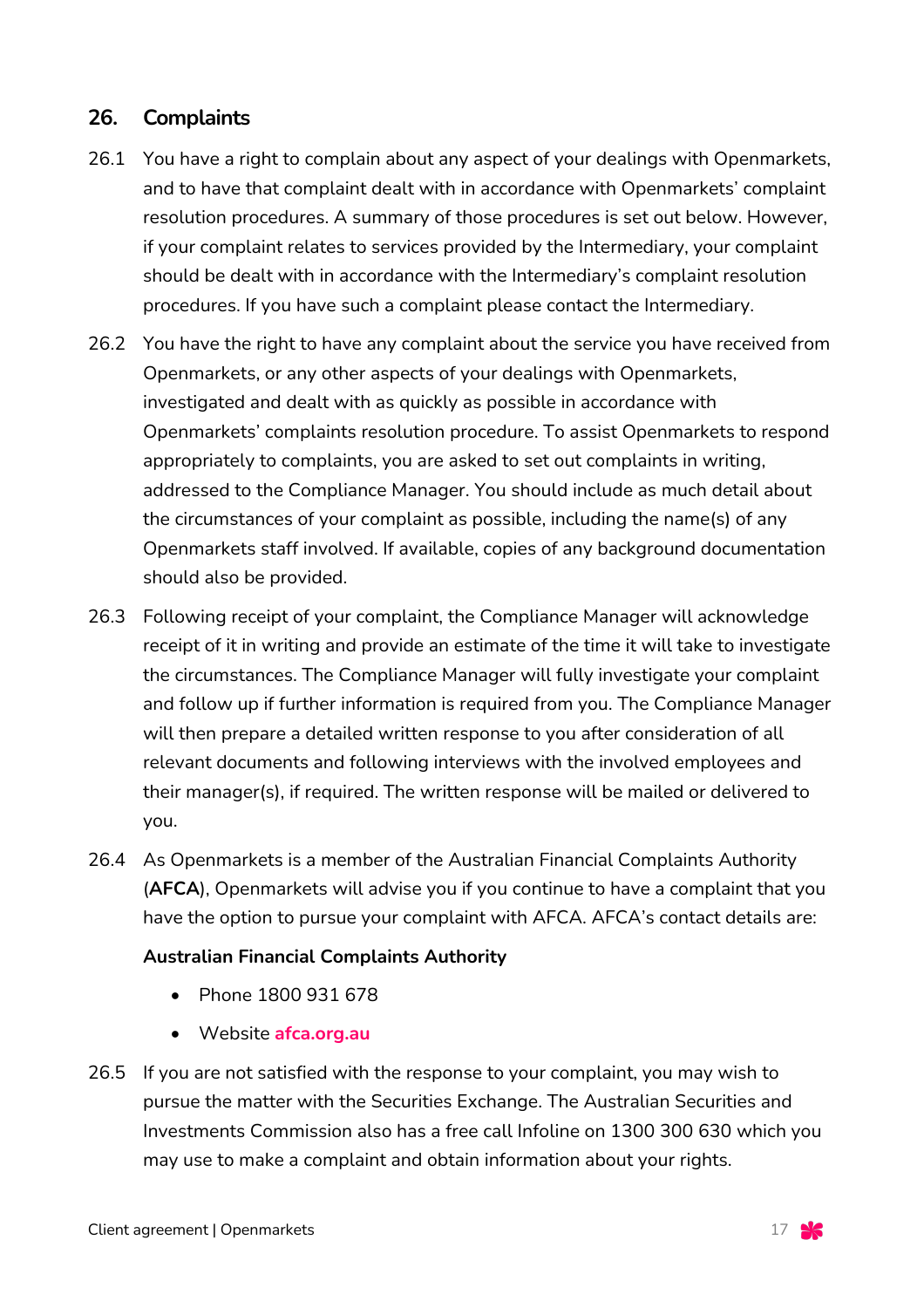## 26. Complaints

26.1 You have a right to complain about any aspect of your dealings with Openmarkets, and to have that complaint dealt with in accordance with Openmarkets' complaint resolution procedures. A summary of those procedures is set out below. However, if your complaint relates to services provided by the Intermediary, your complaint should be dealt with in accordance with the Intermediary's complaint resolution procedures. If you have such a complaint please contact the Intermediary.

26.2 You have the right to have any complaint about the service you have received from Openmarkets, or any other aspects of your dealings with Openmarkets, investigated and dealt with as quickly as possible in accordance with Openmarkets' complaints resolution procedure. To assist Openmarkets to respond appropriately to complaints, you are asked to set out complaints in writing, addressed to the Compliance Manager. You should include as much detail about the circumstances of your complaint as possible, including the name(s) of any Openmarkets staff involved. If available, copies of any background documentation should also be provided.

26.3 Following receipt of your complaint, the Compliance Manager will acknowledge receipt of it in writing and provide an estimate of the time it will take to investigate the circumstances. The Compliance Manager will fully investigate your complaint and follow up if further information is required from you. The Compliance Manager will then prepare a detailed written response to you after consideration of all relevant documents and following interviews with the involved employees and their manager(s), if required. The written response will be mailed or delivered to you.

26.4 As Openmarkets is a member of the Australian Financial Complaints Authority (**AFCA**), Openmarkets will advise you if you continue to have a complaint that you have the option to pursue your complaint with AFCA. AFCA's contact details are:

**Australian Financial Complaints Authority**

- Phone 1800 931 678
- Website **afca.org.au**

26.5 If you are not satisfied with the response to your complaint, you may wish to pursue the matter with the Securities Exchange. The Australian Securities and Investments Commission also has a free call Infoline on 1300 300 630 which you may use to make a complaint and obtain information about your rights.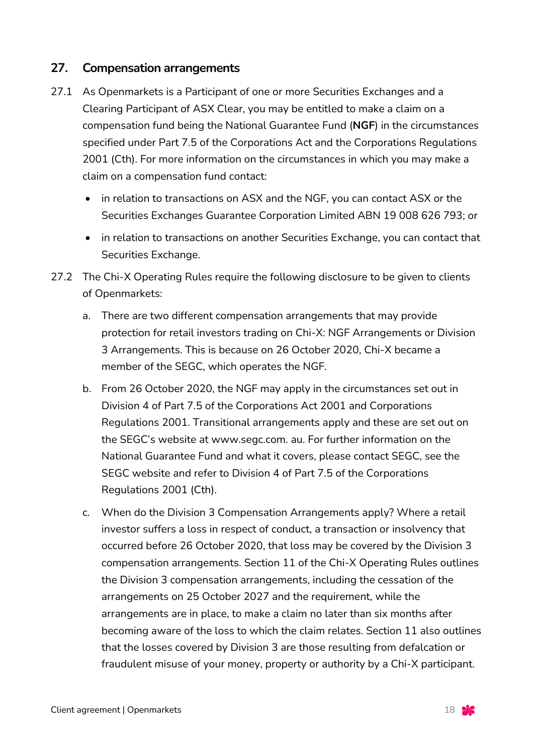## 27. Compensation arrangements

27.1 As Openmarkets is a Participant of one or more Securities Exchanges and a Clearing Participant of ASX Clear, you may be entitled to make a claim on a compensation fund being the National Guarantee Fund (**NGF**) in the circumstances specified under Part 7.5 of the Corporations Act and the Corporations Regulations 2001 (Cth). For more information on the circumstances in which you may make a claim on a compensation fund contact:

- in relation to transactions on ASX and the NGF, you can contact ASX or the Securities Exchanges Guarantee Corporation Limited ABN 19 008 626 793; or
- in relation to transactions on another Securities Exchange, you can contact that Securities Exchange.

27.2 The Chi-X Operating Rules require the following disclosure to be given to clients of Openmarkets:

a. There are two different compensation arrangements that may provide protection for retail investors trading on Chi-X: NGF Arrangements or Division 3 Arrangements. This is because on 26 October 2020, Chi-X became a member of the SEGC, which operates the NGF.

b. From 26 October 2020, the NGF may apply in the circumstances set out in Division 4 of Part 7.5 of the Corporations Act 2001 and Corporations Regulations 2001. Transitional arrangements apply and these are set out on the SEGC's website at www.segc.com. au. For further information on the National Guarantee Fund and what it covers, please contact SEGC, see the SEGC website and refer to Division 4 of Part 7.5 of the Corporations Regulations 2001 (Cth).

c. When do the Division 3 Compensation Arrangements apply? Where a retail investor suffers a loss in respect of conduct, a transaction or insolvency that occurred before 26 October 2020, that loss may be covered by the Division 3 compensation arrangements. Section 11 of the Chi-X Operating Rules outlines the Division 3 compensation arrangements, including the cessation of the arrangements on 25 October 2027 and the requirement, while the arrangements are in place, to make a claim no later than six months after becoming aware of the loss to which the claim relates. Section 11 also outlines that the losses covered by Division 3 are those resulting from defalcation or fraudulent misuse of your money, property or authority by a Chi-X participant.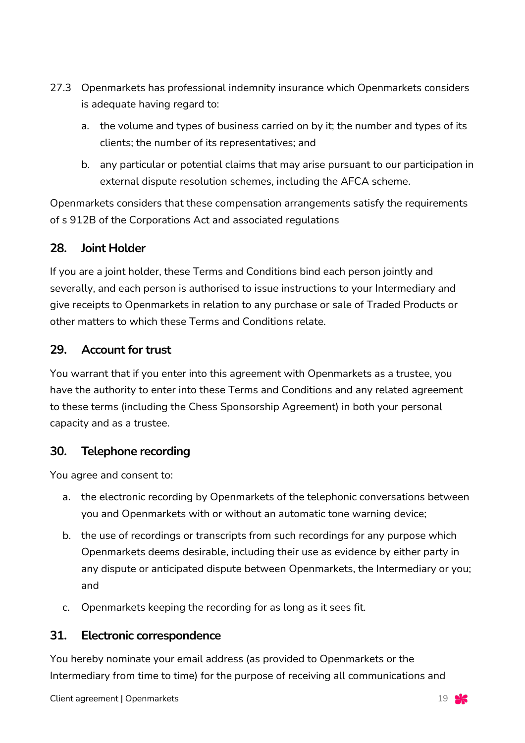27.3 Openmarkets has professional indemnity insurance which Openmarkets considers is adequate having regard to:

a. the volume and types of business carried on by it; the number and types of its clients; the number of its representatives; and

b. any particular or potential claims that may arise pursuant to our participation in external dispute resolution schemes, including the AFCA scheme.

Openmarkets considers that these compensation arrangements satisfy the requirements of s 912B of the Corporations Act and associated regulations

## 28. Joint Holder

If you are a joint holder, these Terms and Conditions bind each person jointly and severally, and each person is authorised to issue instructions to your Intermediary and give receipts to Openmarkets in relation to any purchase or sale of Traded Products or other matters to which these Terms and Conditions relate.

## 29. Account for trust

You warrant that if you enter into this agreement with Openmarkets as a trustee, you have the authority to enter into these Terms and Conditions and any related agreement to these terms (including the Chess Sponsorship Agreement) in both your personal capacity and as a trustee.

## 30. Telephone recording

You agree and consent to:

a. the electronic recording by Openmarkets of the telephonic conversations between you and Openmarkets with or without an automatic tone warning device;

b. the use of recordings or transcripts from such recordings for any purpose which Openmarkets deems desirable, including their use as evidence by either party in any dispute or anticipated dispute between Openmarkets, the Intermediary or you; and

c. Openmarkets keeping the recording for as long as it sees fit.

## 31. Electronic correspondence

You hereby nominate your email address (as provided to Openmarkets or the Intermediary from time to time) for the purpose of receiving all communications and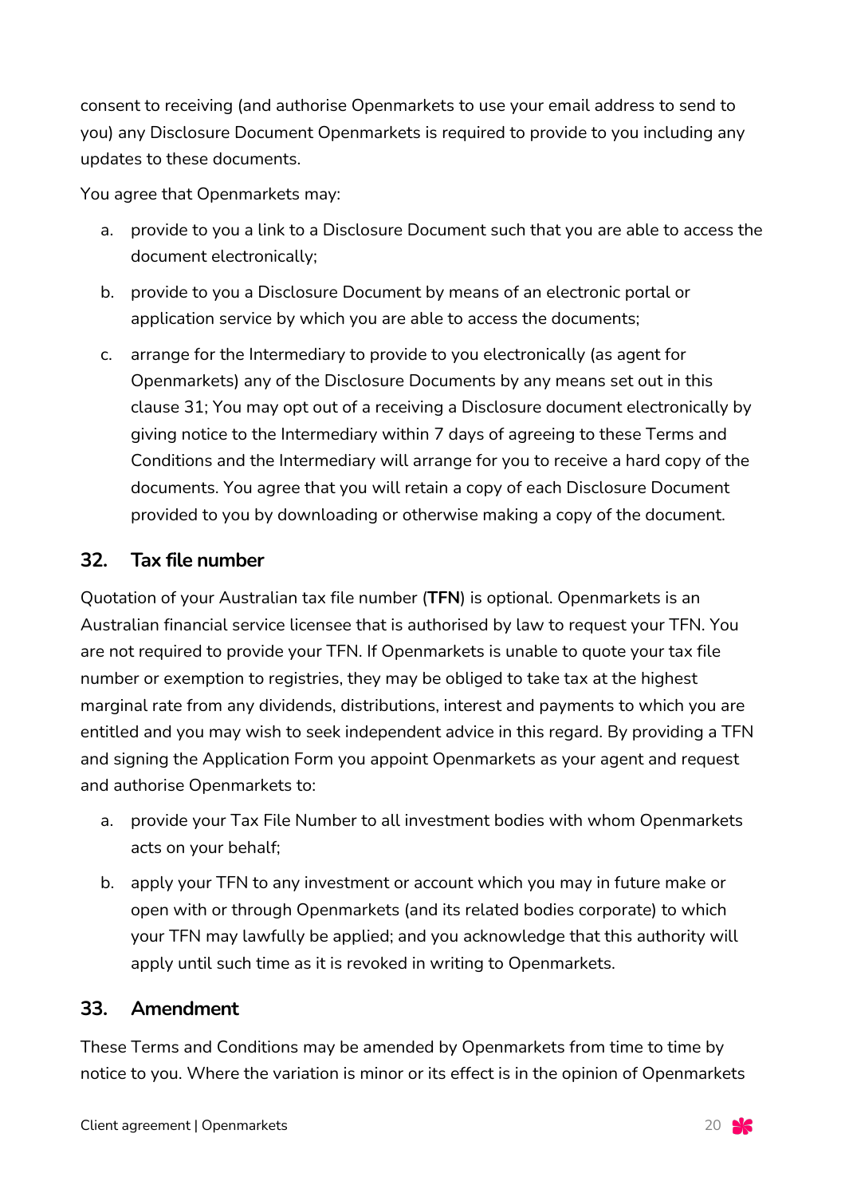consent to receiving (and authorise Openmarkets to use your email address to send to you) any Disclosure Document Openmarkets is required to provide to you including any updates to these documents.

You agree that Openmarkets may:

a. provide to you a link to a Disclosure Document such that you are able to access the document electronically;

b. provide to you a Disclosure Document by means of an electronic portal or application service by which you are able to access the documents;

c. arrange for the Intermediary to provide to you electronically (as agent for Openmarkets) any of the Disclosure Documents by any means set out in this clause 31; You may opt out of a receiving a Disclosure document electronically by giving notice to the Intermediary within 7 days of agreeing to these Terms and Conditions and the Intermediary will arrange for you to receive a hard copy of the documents. You agree that you will retain a copy of each Disclosure Document provided to you by downloading or otherwise making a copy of the document.

## 32. Tax file number

Quotation of your Australian tax file number (**TFN**) is optional. Openmarkets is an Australian financial service licensee that is authorised by law to request your TFN. You are not required to provide your TFN. If Openmarkets is unable to quote your tax file number or exemption to registries, they may be obliged to take tax at the highest marginal rate from any dividends, distributions, interest and payments to which you are entitled and you may wish to seek independent advice in this regard. By providing a TFN and signing the Application Form you appoint Openmarkets as your agent and request and authorise Openmarkets to:

a. provide your Tax File Number to all investment bodies with whom Openmarkets acts on your behalf;

b. apply your TFN to any investment or account which you may in future make or open with or through Openmarkets (and its related bodies corporate) to which your TFN may lawfully be applied; and you acknowledge that this authority will apply until such time as it is revoked in writing to Openmarkets.

## 33. Amendment

These Terms and Conditions may be amended by Openmarkets from time to time by notice to you. Where the variation is minor or its effect is in the opinion of Openmarkets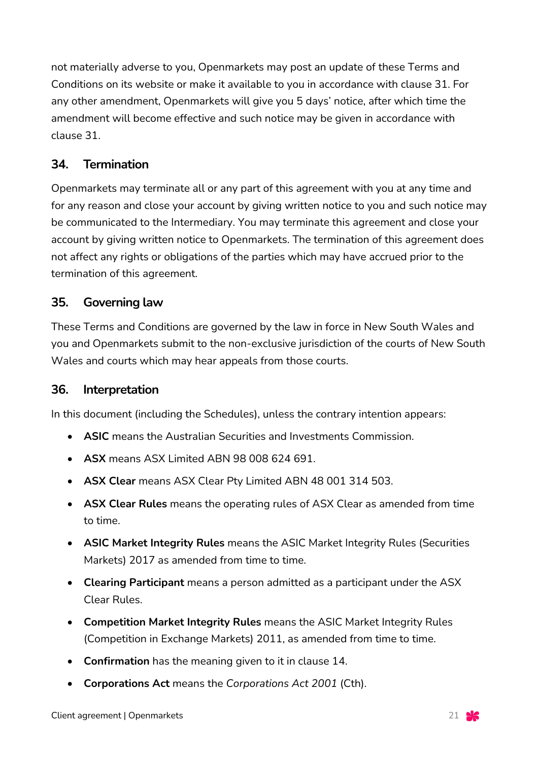not materially adverse to you, Openmarkets may post an update of these Terms and Conditions on its website or make it available to you in accordance with clause 31. For any other amendment, Openmarkets will give you 5 days' notice, after which time the amendment will become effective and such notice may be given in accordance with clause 31.

## 34. Termination

Openmarkets may terminate all or any part of this agreement with you at any time and for any reason and close your account by giving written notice to you and such notice may be communicated to the Intermediary. You may terminate this agreement and close your account by giving written notice to Openmarkets. The termination of this agreement does not affect any rights or obligations of the parties which may have accrued prior to the termination of this agreement.

## 35. Governing law

These Terms and Conditions are governed by the law in force in New South Wales and you and Openmarkets submit to the non-exclusive jurisdiction of the courts of New South Wales and courts which may hear appeals from those courts.

## 36. Interpretation

In this document (including the Schedules), unless the contrary intention appears:

- **ASIC** means the Australian Securities and Investments Commission.
- **ASX** means ASX Limited ABN 98 008 624 691.
- **ASX Clear** means ASX Clear Pty Limited ABN 48 001 314 503.
- **ASX Clear Rules** means the operating rules of ASX Clear as amended from time to time.
- **ASIC Market Integrity Rules** means the ASIC Market Integrity Rules (Securities Markets) 2017 as amended from time to time.
- **Clearing Participant** means a person admitted as a participant under the ASX Clear Rules.
- **Competition Market Integrity Rules** means the ASIC Market Integrity Rules (Competition in Exchange Markets) 2011, as amended from time to time.
- **Confirmation** has the meaning given to it in clause 14.
- **Corporations Act** means the *Corporations Act 2001* (Cth).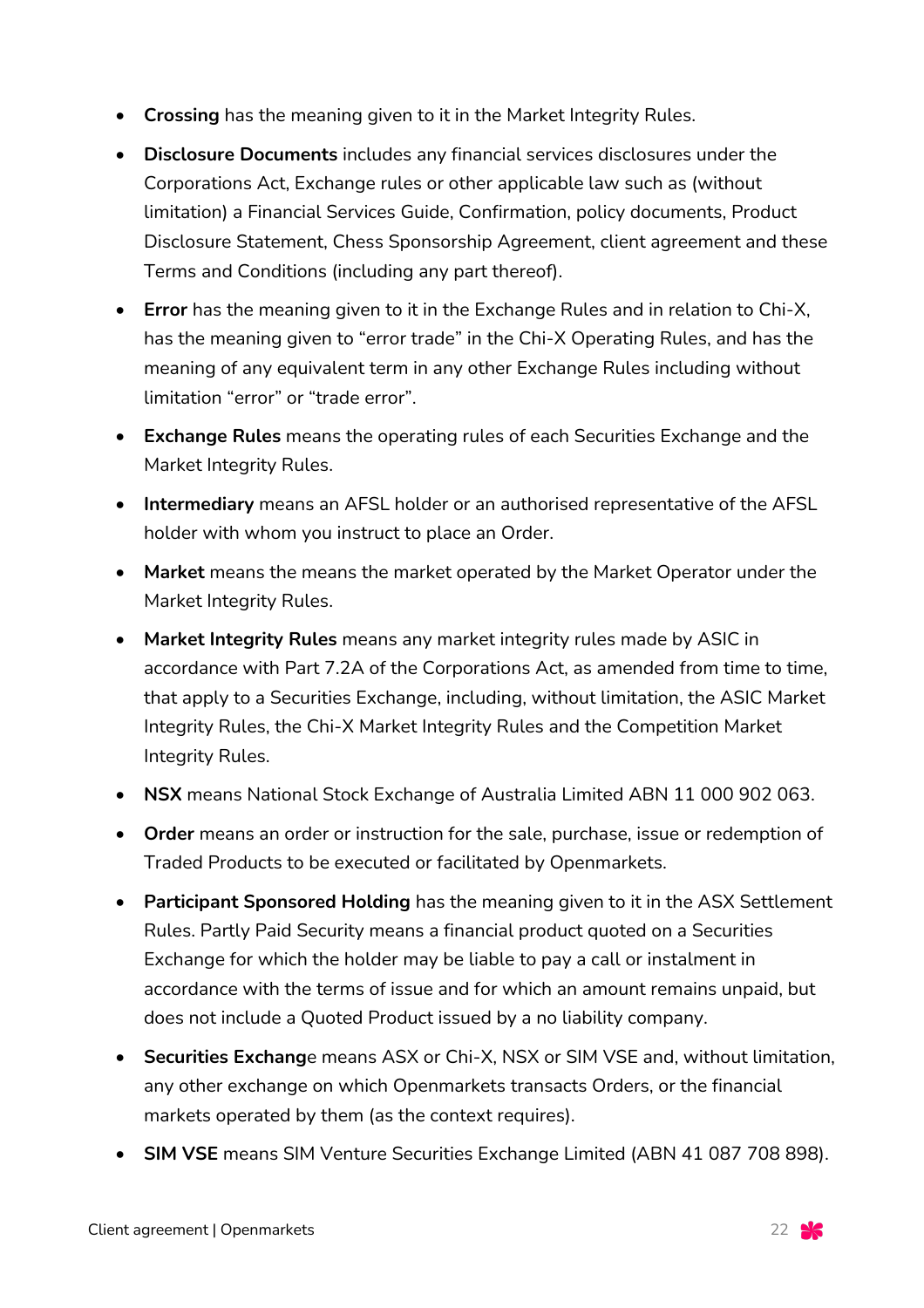- **Crossing** has the meaning given to it in the Market Integrity Rules.
- **Disclosure Documents** includes any financial services disclosures under the Corporations Act, Exchange rules or other applicable law such as (without limitation) a Financial Services Guide, Confirmation, policy documents, Product Disclosure Statement, Chess Sponsorship Agreement, client agreement and these Terms and Conditions (including any part thereof).
- **Error** has the meaning given to it in the Exchange Rules and in relation to Chi-X, has the meaning given to "error trade" in the Chi-X Operating Rules, and has the meaning of any equivalent term in any other Exchange Rules including without limitation "error" or "trade error".
- **Exchange Rules** means the operating rules of each Securities Exchange and the Market Integrity Rules.
- **Intermediary** means an AFSL holder or an authorised representative of the AFSL holder with whom you instruct to place an Order.
- **Market** means the means the market operated by the Market Operator under the Market Integrity Rules.
- **Market Integrity Rules** means any market integrity rules made by ASIC in accordance with Part 7.2A of the Corporations Act, as amended from time to time, that apply to a Securities Exchange, including, without limitation, the ASIC Market Integrity Rules, the Chi-X Market Integrity Rules and the Competition Market Integrity Rules.
- **NSX** means National Stock Exchange of Australia Limited ABN 11 000 902 063.
- **Order** means an order or instruction for the sale, purchase, issue or redemption of Traded Products to be executed or facilitated by Openmarkets.
- **Participant Sponsored Holding** has the meaning given to it in the ASX Settlement Rules. Partly Paid Security means a financial product quoted on a Securities Exchange for which the holder may be liable to pay a call or instalment in accordance with the terms of issue and for which an amount remains unpaid, but does not include a Quoted Product issued by a no liability company.
- **Securities Exchang**e means ASX or Chi-X, NSX or SIM VSE and, without limitation, any other exchange on which Openmarkets transacts Orders, or the financial markets operated by them (as the context requires).
- **SIM VSE** means SIM Venture Securities Exchange Limited (ABN 41 087 708 898).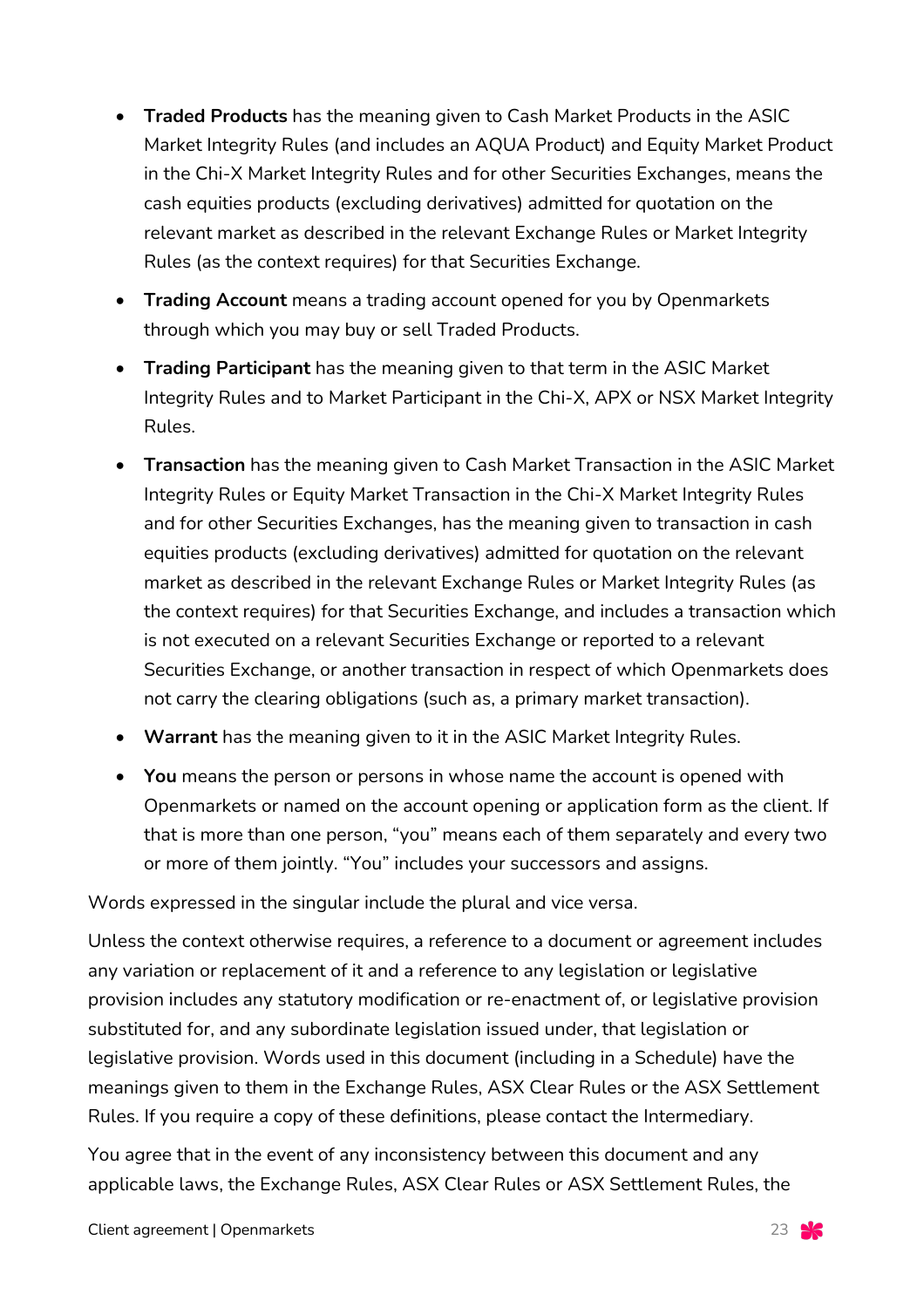- **Traded Products** has the meaning given to Cash Market Products in the ASIC Market Integrity Rules (and includes an AQUA Product) and Equity Market Product in the Chi-X Market Integrity Rules and for other Securities Exchanges, means the cash equities products (excluding derivatives) admitted for quotation on the relevant market as described in the relevant Exchange Rules or Market Integrity Rules (as the context requires) for that Securities Exchange.
- **Trading Account** means a trading account opened for you by Openmarkets through which you may buy or sell Traded Products.
- **Trading Participant** has the meaning given to that term in the ASIC Market Integrity Rules and to Market Participant in the Chi-X, APX or NSX Market Integrity Rules.
- **Transaction** has the meaning given to Cash Market Transaction in the ASIC Market Integrity Rules or Equity Market Transaction in the Chi-X Market Integrity Rules and for other Securities Exchanges, has the meaning given to transaction in cash equities products (excluding derivatives) admitted for quotation on the relevant market as described in the relevant Exchange Rules or Market Integrity Rules (as the context requires) for that Securities Exchange, and includes a transaction which is not executed on a relevant Securities Exchange or reported to a relevant Securities Exchange, or another transaction in respect of which Openmarkets does not carry the clearing obligations (such as, a primary market transaction).
- **Warrant** has the meaning given to it in the ASIC Market Integrity Rules.
- **You** means the person or persons in whose name the account is opened with Openmarkets or named on the account opening or application form as the client. If that is more than one person, "you" means each of them separately and every two or more of them jointly. "You" includes your successors and assigns.

Words expressed in the singular include the plural and vice versa.

Unless the context otherwise requires, a reference to a document or agreement includes any variation or replacement of it and a reference to any legislation or legislative provision includes any statutory modification or re-enactment of, or legislative provision substituted for, and any subordinate legislation issued under, that legislation or legislative provision. Words used in this document (including in a Schedule) have the meanings given to them in the Exchange Rules, ASX Clear Rules or the ASX Settlement Rules. If you require a copy of these definitions, please contact the Intermediary.

You agree that in the event of any inconsistency between this document and any applicable laws, the Exchange Rules, ASX Clear Rules or ASX Settlement Rules, the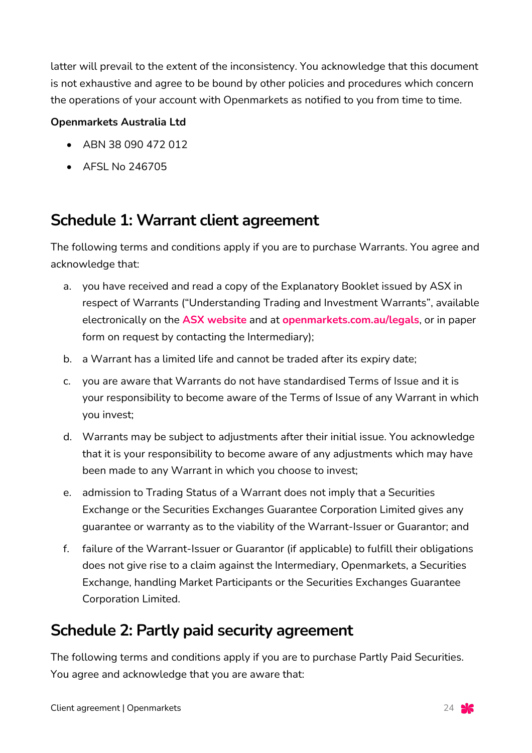latter will prevail to the extent of the inconsistency. You acknowledge that this document is not exhaustive and agree to be bound by other policies and procedures which concern the operations of your account with Openmarkets as notified to you from time to time.

**Openmarkets Australia Ltd**

- ABN 38 090 472 012
- AFSL No 246705

## Schedule 1: Warrant client agreement

The following terms and conditions apply if you are to purchase Warrants. You agree and acknowledge that:

a. you have received and read a copy of the Explanatory Booklet issued by ASX in respect of Warrants ("Understanding Trading and Investment Warrants", available electronically on the **ASX website** and at **openmarkets.com.au/legals**, or in paper form on request by contacting the Intermediary);

b. a Warrant has a limited life and cannot be traded after its expiry date;

c. you are aware that Warrants do not have standardised Terms of Issue and it is your responsibility to become aware of the Terms of Issue of any Warrant in which you invest;

d. Warrants may be subject to adjustments after their initial issue. You acknowledge that it is your responsibility to become aware of any adjustments which may have been made to any Warrant in which you choose to invest;

e. admission to Trading Status of a Warrant does not imply that a Securities Exchange or the Securities Exchanges Guarantee Corporation Limited gives any guarantee or warranty as to the viability of the Warrant-Issuer or Guarantor; and

f. failure of the Warrant-Issuer or Guarantor (if applicable) to fulfill their obligations does not give rise to a claim against the Intermediary, Openmarkets, a Securities Exchange, handling Market Participants or the Securities Exchanges Guarantee Corporation Limited.

## Schedule 2: Partly paid security agreement

The following terms and conditions apply if you are to purchase Partly Paid Securities. You agree and acknowledge that you are aware that: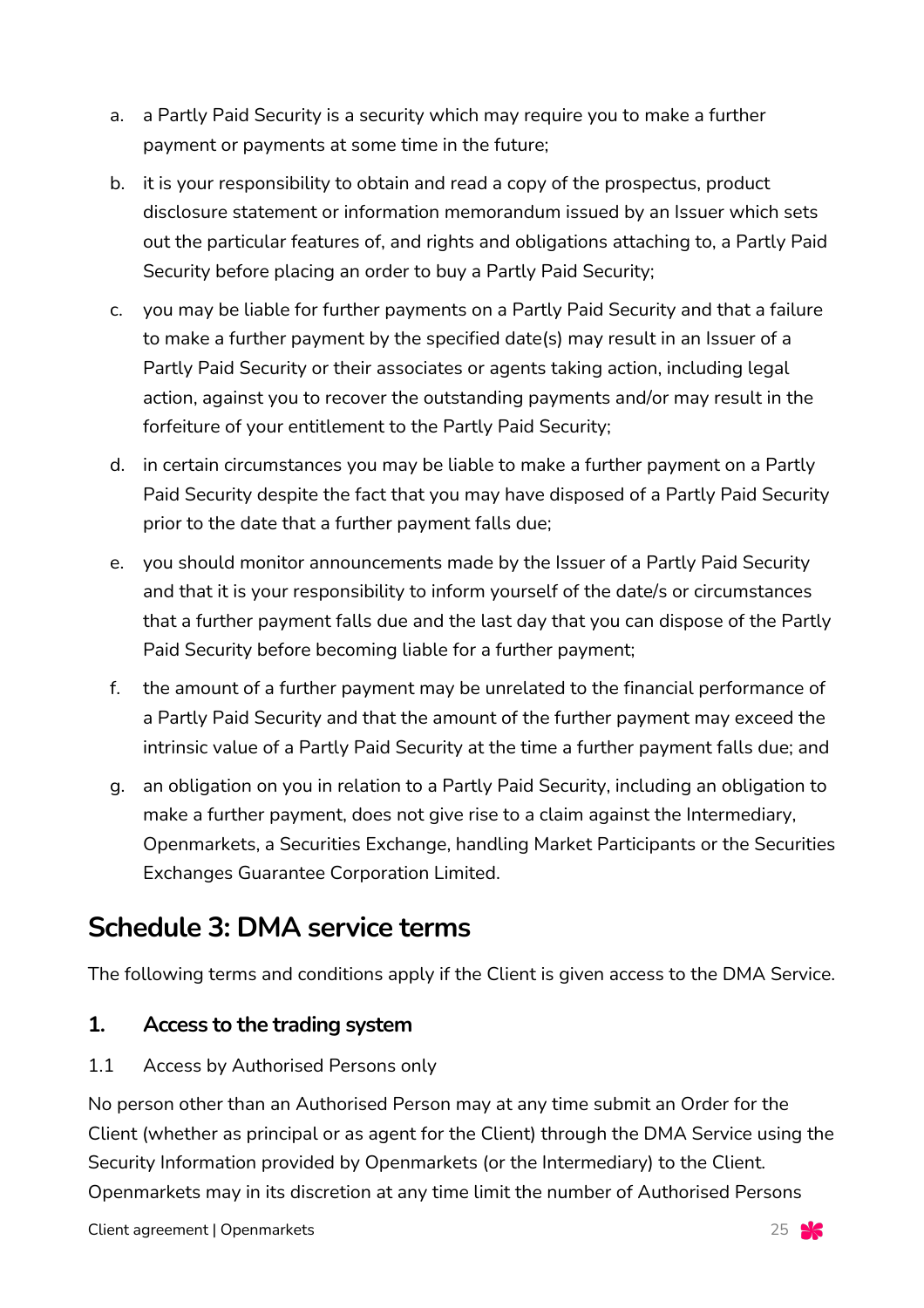a. a Partly Paid Security is a security which may require you to make a further payment or payments at some time in the future;

b. it is your responsibility to obtain and read a copy of the prospectus, product disclosure statement or information memorandum issued by an Issuer which sets out the particular features of, and rights and obligations attaching to, a Partly Paid Security before placing an order to buy a Partly Paid Security;

c. you may be liable for further payments on a Partly Paid Security and that a failure to make a further payment by the specified date(s) may result in an Issuer of a Partly Paid Security or their associates or agents taking action, including legal action, against you to recover the outstanding payments and/or may result in the forfeiture of your entitlement to the Partly Paid Security;

d. in certain circumstances you may be liable to make a further payment on a Partly Paid Security despite the fact that you may have disposed of a Partly Paid Security prior to the date that a further payment falls due;

e. you should monitor announcements made by the Issuer of a Partly Paid Security and that it is your responsibility to inform yourself of the date/s or circumstances that a further payment falls due and the last day that you can dispose of the Partly Paid Security before becoming liable for a further payment;

f. the amount of a further payment may be unrelated to the financial performance of a Partly Paid Security and that the amount of the further payment may exceed the intrinsic value of a Partly Paid Security at the time a further payment falls due; and

g. an obligation on you in relation to a Partly Paid Security, including an obligation to make a further payment, does not give rise to a claim against the Intermediary, Openmarkets, a Securities Exchange, handling Market Participants or the Securities Exchanges Guarantee Corporation Limited.

# Schedule 3: DMA service terms

The following terms and conditions apply if the Client is given access to the DMA Service.

## 1. Access to the trading system

1.1 Access by Authorised Persons only

No person other than an Authorised Person may at any time submit an Order for the Client (whether as principal or as agent for the Client) through the DMA Service using the Security Information provided by Openmarkets (or the Intermediary) to the Client. Openmarkets may in its discretion at any time limit the number of Authorised Persons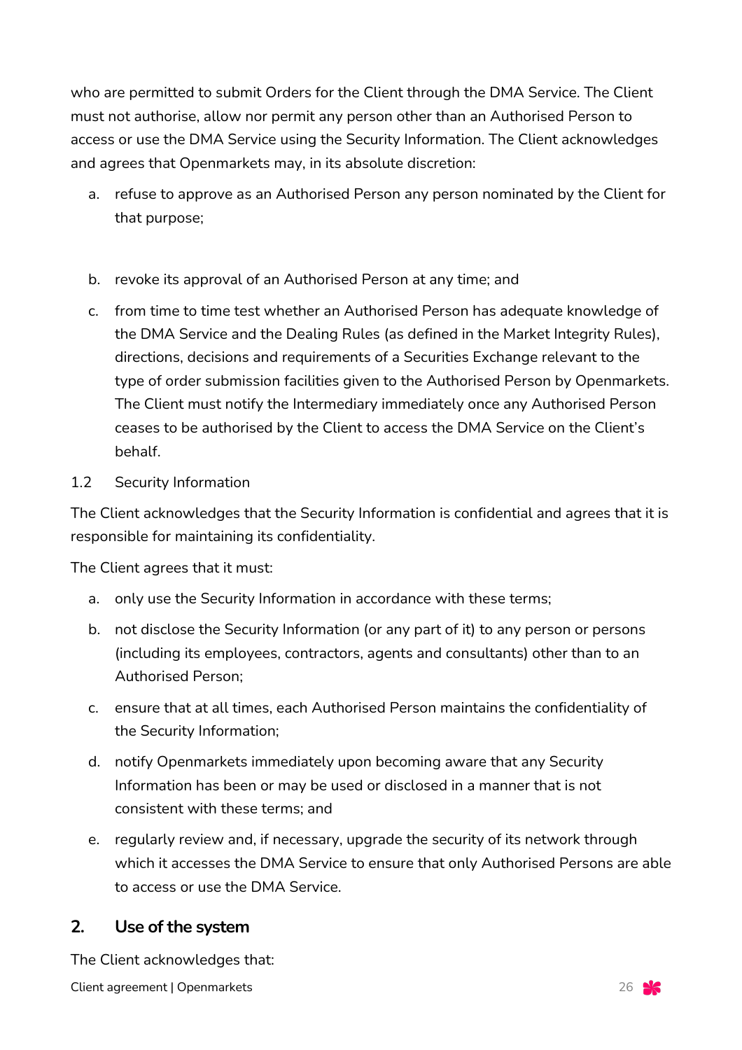who are permitted to submit Orders for the Client through the DMA Service. The Client must not authorise, allow nor permit any person other than an Authorised Person to access or use the DMA Service using the Security Information. The Client acknowledges and agrees that Openmarkets may, in its absolute discretion:

a. refuse to approve as an Authorised Person any person nominated by the Client for that purpose;

b. revoke its approval of an Authorised Person at any time; and

c. from time to time test whether an Authorised Person has adequate knowledge of the DMA Service and the Dealing Rules (as defined in the Market Integrity Rules), directions, decisions and requirements of a Securities Exchange relevant to the type of order submission facilities given to the Authorised Person by Openmarkets. The Client must notify the Intermediary immediately once any Authorised Person ceases to be authorised by the Client to access the DMA Service on the Client's behalf.

1.2 Security Information

The Client acknowledges that the Security Information is confidential and agrees that it is responsible for maintaining its confidentiality.

The Client agrees that it must:

a. only use the Security Information in accordance with these terms;

b. not disclose the Security Information (or any part of it) to any person or persons (including its employees, contractors, agents and consultants) other than to an Authorised Person;

c. ensure that at all times, each Authorised Person maintains the confidentiality of the Security Information;

d. notify Openmarkets immediately upon becoming aware that any Security Information has been or may be used or disclosed in a manner that is not consistent with these terms; and

e. regularly review and, if necessary, upgrade the security of its network through which it accesses the DMA Service to ensure that only Authorised Persons are able to access or use the DMA Service.

## 2. Use of the system

The Client acknowledges that: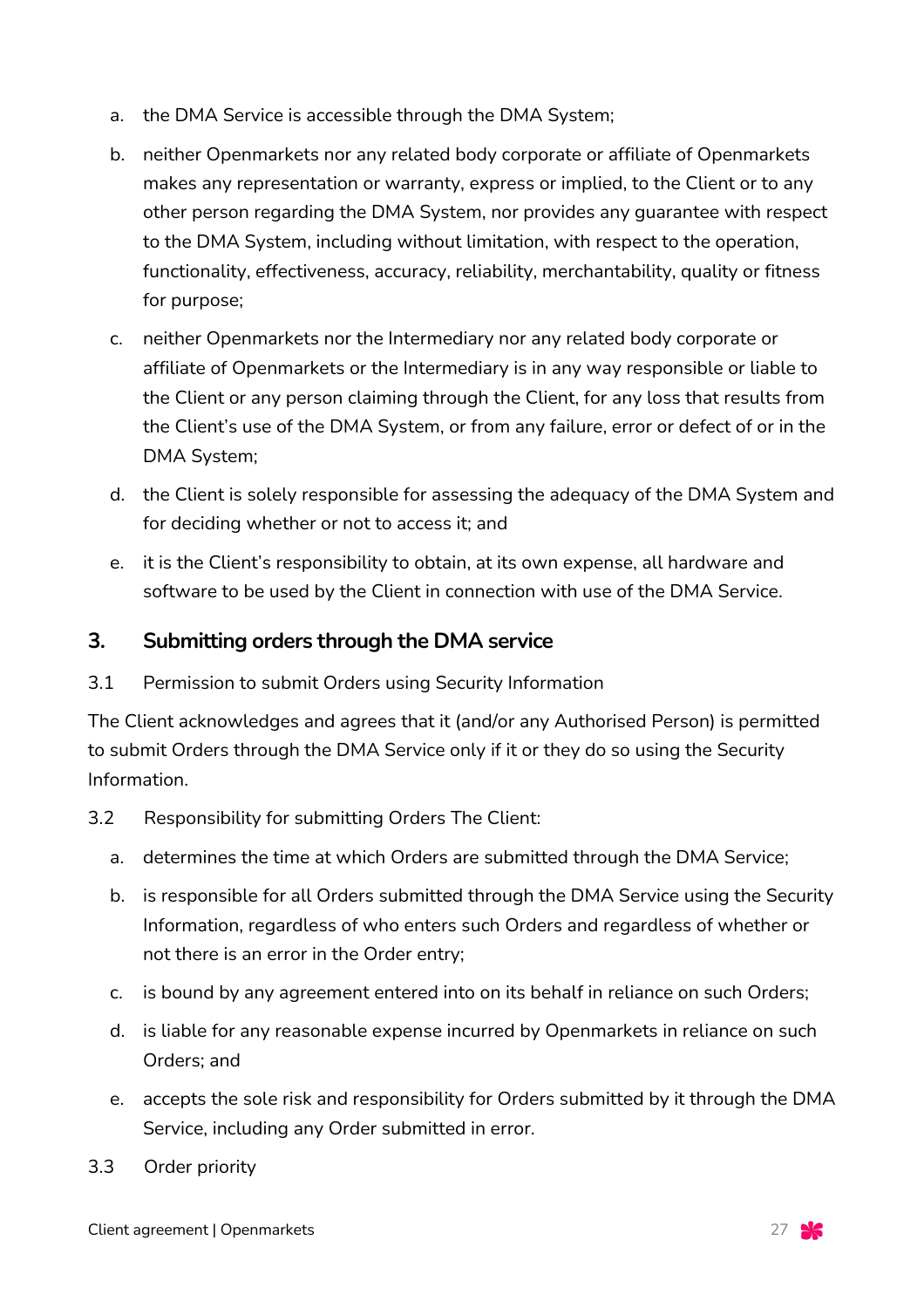a. the DMA Service is accessible through the DMA System;

b. neither Openmarkets nor any related body corporate or affiliate of Openmarkets makes any representation or warranty, express or implied, to the Client or to any other person regarding the DMA System, nor provides any guarantee with respect to the DMA System, including without limitation, with respect to the operation, functionality, effectiveness, accuracy, reliability, merchantability, quality or fitness for purpose;

c. neither Openmarkets nor the Intermediary nor any related body corporate or affiliate of Openmarkets or the Intermediary is in any way responsible or liable to the Client or any person claiming through the Client, for any loss that results from the Client's use of the DMA System, or from any failure, error or defect of or in the DMA System;

d. the Client is solely responsible for assessing the adequacy of the DMA System and for deciding whether or not to access it; and

e. it is the Client's responsibility to obtain, at its own expense, all hardware and software to be used by the Client in connection with use of the DMA Service.

## 3. Submitting orders through the DMA service

3.1 Permission to submit Orders using Security Information

The Client acknowledges and agrees that it (and/or any Authorised Person) is permitted to submit Orders through the DMA Service only if it or they do so using the Security Information.

3.2 Responsibility for submitting Orders The Client:

a. determines the time at which Orders are submitted through the DMA Service;

b. is responsible for all Orders submitted through the DMA Service using the Security Information, regardless of who enters such Orders and regardless of whether or not there is an error in the Order entry;

c. is bound by any agreement entered into on its behalf in reliance on such Orders;

d. is liable for any reasonable expense incurred by Openmarkets in reliance on such Orders; and

e. accepts the sole risk and responsibility for Orders submitted by it through the DMA Service, including any Order submitted in error.

3.3 Order priority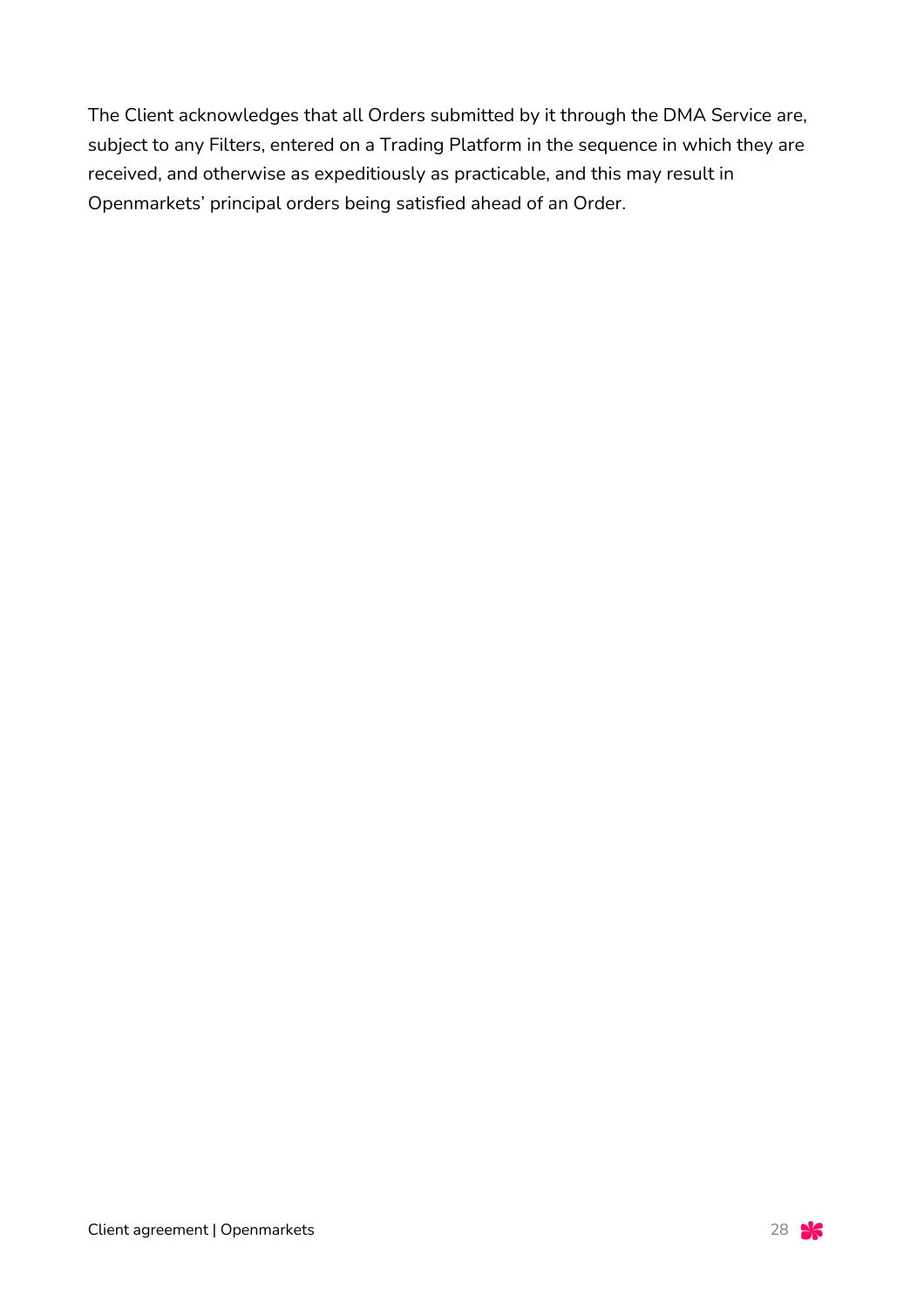The Client acknowledges that all Orders submitted by it through the DMA Service are, subject to any Filters, entered on a Trading Platform in the sequence in which they are received, and otherwise as expeditiously as practicable, and this may result in Openmarkets' principal orders being satisfied ahead of an Order.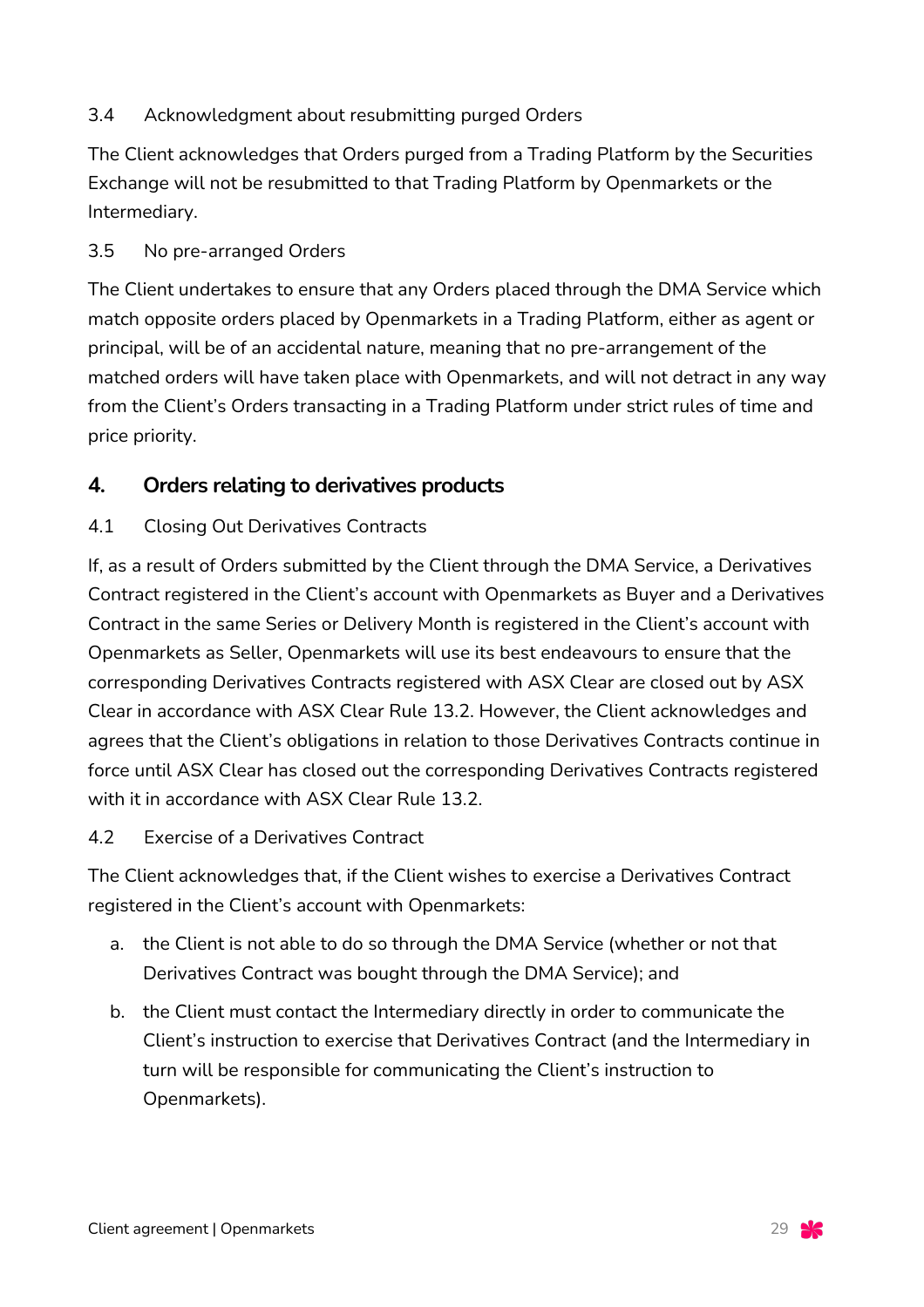### 3.4 Acknowledgment about resubmitting purged Orders

The Client acknowledges that Orders purged from a Trading Platform by the Securities Exchange will not be resubmitted to that Trading Platform by Openmarkets or the Intermediary.

### 3.5 No pre-arranged Orders

The Client undertakes to ensure that any Orders placed through the DMA Service which match opposite orders placed by Openmarkets in a Trading Platform, either as agent or principal, will be of an accidental nature, meaning that no pre-arrangement of the matched orders will have taken place with Openmarkets, and will not detract in any way from the Client's Orders transacting in a Trading Platform under strict rules of time and price priority.

## 4. Orders relating to derivatives products

### 4.1 Closing Out Derivatives Contracts

If, as a result of Orders submitted by the Client through the DMA Service, a Derivatives Contract registered in the Client's account with Openmarkets as Buyer and a Derivatives Contract in the same Series or Delivery Month is registered in the Client's account with Openmarkets as Seller, Openmarkets will use its best endeavours to ensure that the corresponding Derivatives Contracts registered with ASX Clear are closed out by ASX Clear in accordance with ASX Clear Rule 13.2. However, the Client acknowledges and agrees that the Client's obligations in relation to those Derivatives Contracts continue in force until ASX Clear has closed out the corresponding Derivatives Contracts registered with it in accordance with ASX Clear Rule 13.2.

### 4.2 Exercise of a Derivatives Contract

The Client acknowledges that, if the Client wishes to exercise a Derivatives Contract registered in the Client's account with Openmarkets:

a. the Client is not able to do so through the DMA Service (whether or not that Derivatives Contract was bought through the DMA Service); and

b. the Client must contact the Intermediary directly in order to communicate the Client's instruction to exercise that Derivatives Contract (and the Intermediary in turn will be responsible for communicating the Client's instruction to Openmarkets).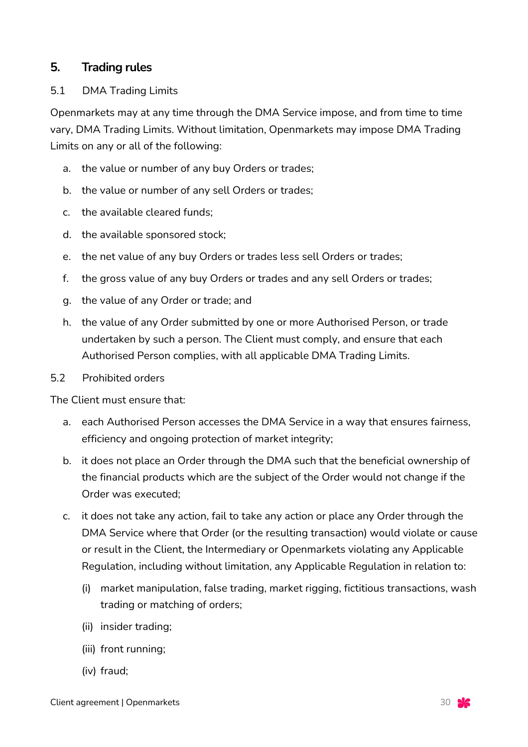## 5. Trading rules

5.1 DMA Trading Limits

Openmarkets may at any time through the DMA Service impose, and from time to time vary, DMA Trading Limits. Without limitation, Openmarkets may impose DMA Trading Limits on any or all of the following:

a. the value or number of any buy Orders or trades;

b. the value or number of any sell Orders or trades;

c. the available cleared funds;

d. the available sponsored stock;

e. the net value of any buy Orders or trades less sell Orders or trades;

f. the gross value of any buy Orders or trades and any sell Orders or trades;

g. the value of any Order or trade; and

h. the value of any Order submitted by one or more Authorised Person, or trade undertaken by such a person. The Client must comply, and ensure that each Authorised Person complies, with all applicable DMA Trading Limits.

5.2 Prohibited orders

The Client must ensure that:

a. each Authorised Person accesses the DMA Service in a way that ensures fairness, efficiency and ongoing protection of market integrity;

b. it does not place an Order through the DMA such that the beneficial ownership of the financial products which are the subject of the Order would not change if the Order was executed;

c. it does not take any action, fail to take any action or place any Order through the DMA Service where that Order (or the resulting transaction) would violate or cause or result in the Client, the Intermediary or Openmarkets violating any Applicable Regulation, including without limitation, any Applicable Regulation in relation to:

   (i) market manipulation, false trading, market rigging, fictitious transactions, wash trading or matching of orders;

   (ii) insider trading;

   (iii) front running;

   (iv) fraud;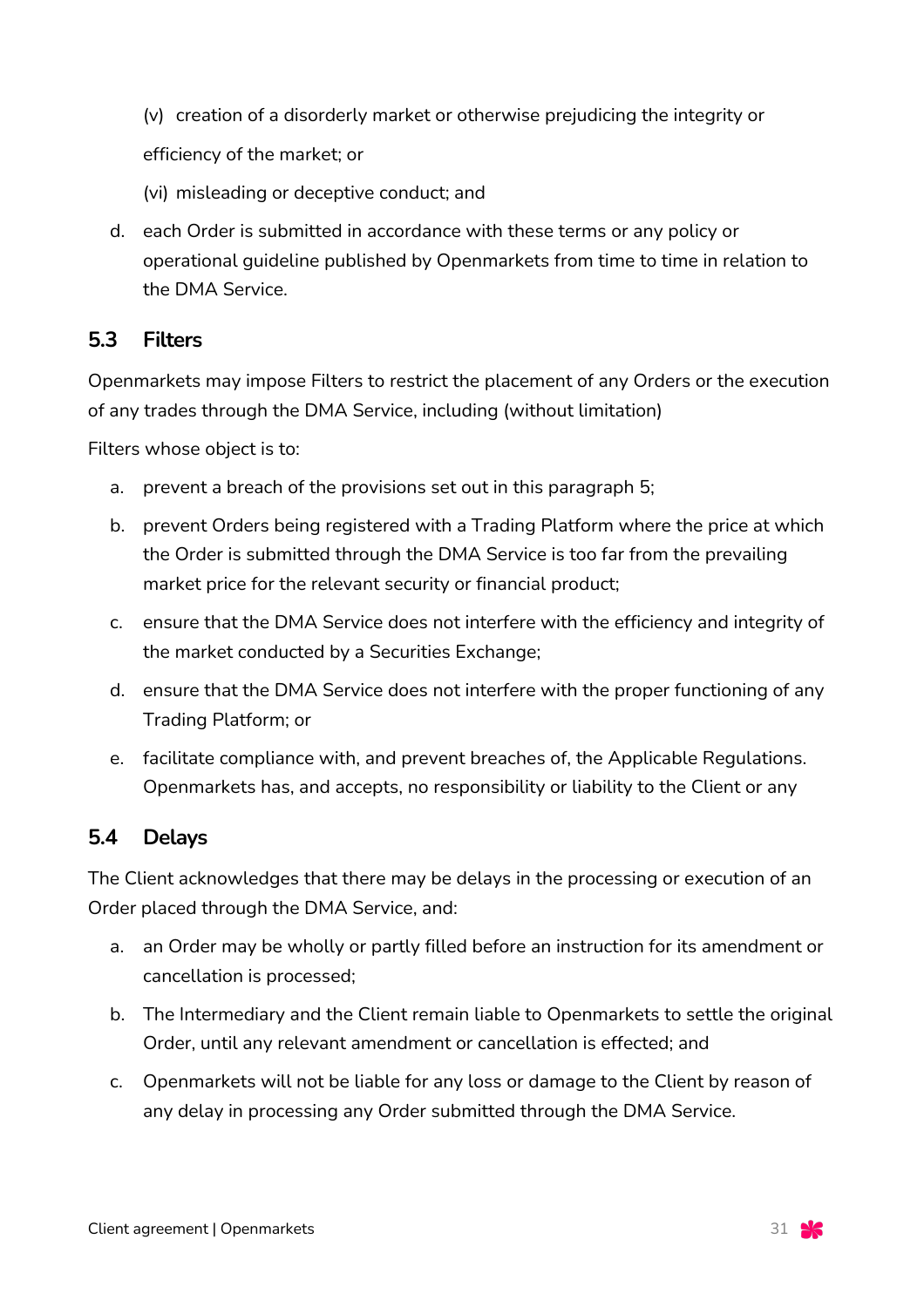(v) creation of a disorderly market or otherwise prejudicing the integrity or efficiency of the market; or

(vi) misleading or deceptive conduct; and

d. each Order is submitted in accordance with these terms or any policy or operational guideline published by Openmarkets from time to time in relation to the DMA Service.

## 5.3 Filters

Openmarkets may impose Filters to restrict the placement of any Orders or the execution of any trades through the DMA Service, including (without limitation)

Filters whose object is to:

a. prevent a breach of the provisions set out in this paragraph 5;

b. prevent Orders being registered with a Trading Platform where the price at which the Order is submitted through the DMA Service is too far from the prevailing market price for the relevant security or financial product;

c. ensure that the DMA Service does not interfere with the efficiency and integrity of the market conducted by a Securities Exchange;

d. ensure that the DMA Service does not interfere with the proper functioning of any Trading Platform; or

e. facilitate compliance with, and prevent breaches of, the Applicable Regulations. Openmarkets has, and accepts, no responsibility or liability to the Client or any

## 5.4 Delays

The Client acknowledges that there may be delays in the processing or execution of an Order placed through the DMA Service, and:

a. an Order may be wholly or partly filled before an instruction for its amendment or cancellation is processed;

b. The Intermediary and the Client remain liable to Openmarkets to settle the original Order, until any relevant amendment or cancellation is effected; and

c. Openmarkets will not be liable for any loss or damage to the Client by reason of any delay in processing any Order submitted through the DMA Service.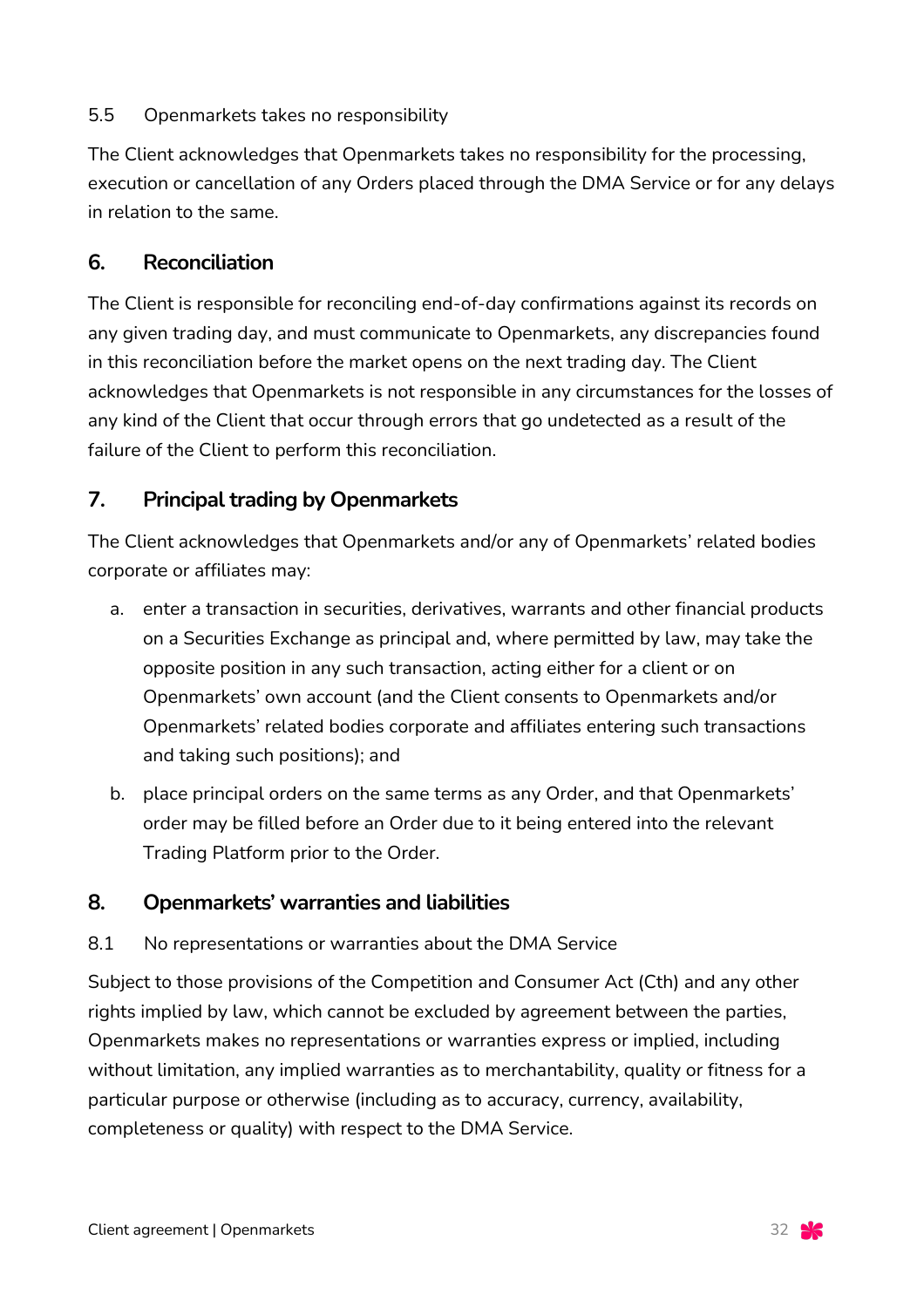### 5.5 Openmarkets takes no responsibility

The Client acknowledges that Openmarkets takes no responsibility for the processing, execution or cancellation of any Orders placed through the DMA Service or for any delays in relation to the same.

## 6. Reconciliation

The Client is responsible for reconciling end-of-day confirmations against its records on any given trading day, and must communicate to Openmarkets, any discrepancies found in this reconciliation before the market opens on the next trading day. The Client acknowledges that Openmarkets is not responsible in any circumstances for the losses of any kind of the Client that occur through errors that go undetected as a result of the failure of the Client to perform this reconciliation.

## 7. Principal trading by Openmarkets

The Client acknowledges that Openmarkets and/or any of Openmarkets' related bodies corporate or affiliates may:

a. enter a transaction in securities, derivatives, warrants and other financial products on a Securities Exchange as principal and, where permitted by law, may take the opposite position in any such transaction, acting either for a client or on Openmarkets' own account (and the Client consents to Openmarkets and/or Openmarkets' related bodies corporate and affiliates entering such transactions and taking such positions); and

b. place principal orders on the same terms as any Order, and that Openmarkets' order may be filled before an Order due to it being entered into the relevant Trading Platform prior to the Order.

## 8. Openmarkets' warranties and liabilities

### 8.1 No representations or warranties about the DMA Service

Subject to those provisions of the Competition and Consumer Act (Cth) and any other rights implied by law, which cannot be excluded by agreement between the parties, Openmarkets makes no representations or warranties express or implied, including without limitation, any implied warranties as to merchantability, quality or fitness for a particular purpose or otherwise (including as to accuracy, currency, availability, completeness or quality) with respect to the DMA Service.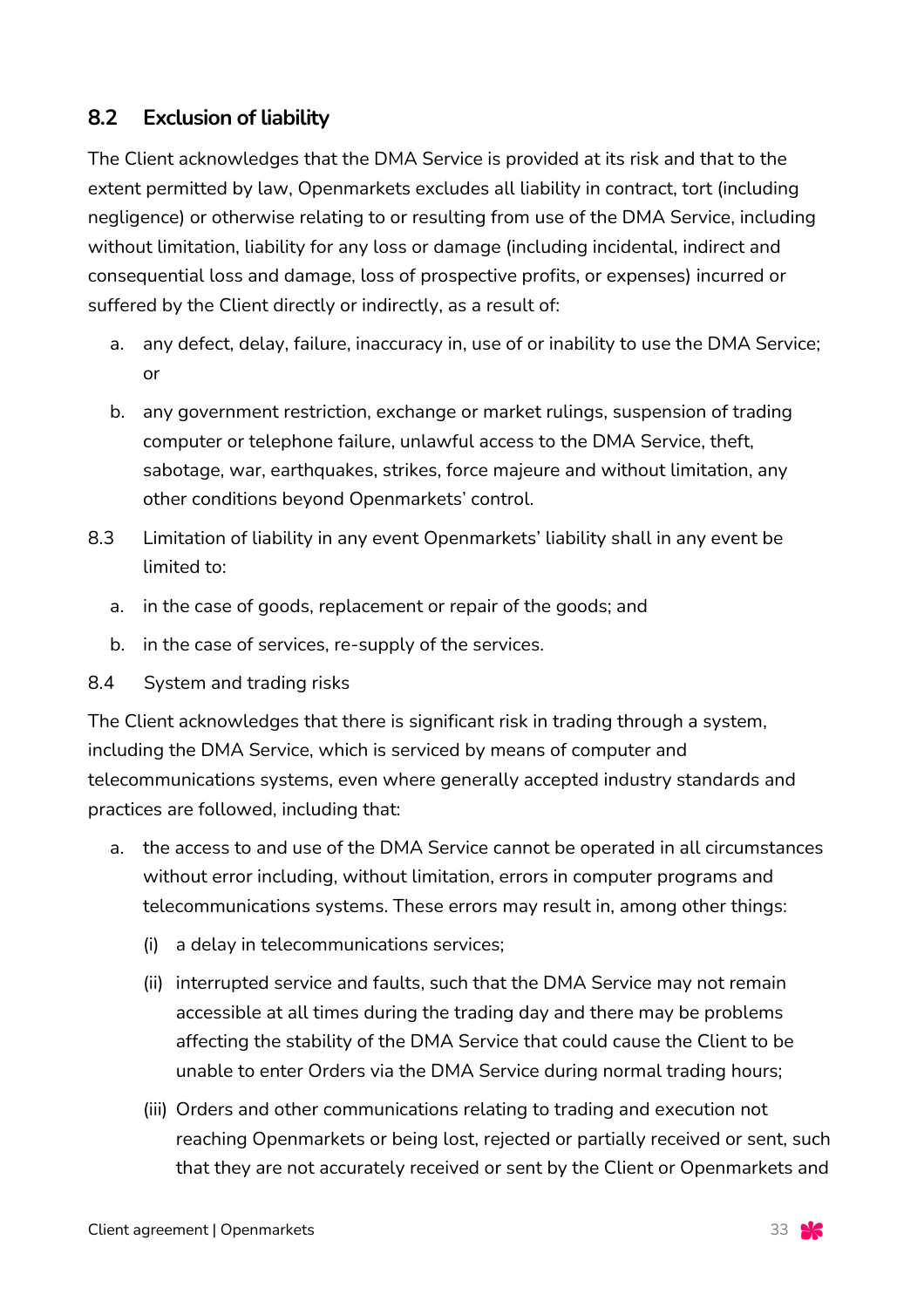## 8.2 Exclusion of liability

The Client acknowledges that the DMA Service is provided at its risk and that to the extent permitted by law, Openmarkets excludes all liability in contract, tort (including negligence) or otherwise relating to or resulting from use of the DMA Service, including without limitation, liability for any loss or damage (including incidental, indirect and consequential loss and damage, loss of prospective profits, or expenses) incurred or suffered by the Client directly or indirectly, as a result of:

a. any defect, delay, failure, inaccuracy in, use of or inability to use the DMA Service; or

b. any government restriction, exchange or market rulings, suspension of trading computer or telephone failure, unlawful access to the DMA Service, theft, sabotage, war, earthquakes, strikes, force majeure and without limitation, any other conditions beyond Openmarkets' control.

8.3 Limitation of liability in any event Openmarkets' liability shall in any event be limited to:

a. in the case of goods, replacement or repair of the goods; and

b. in the case of services, re-supply of the services.

8.4 System and trading risks

The Client acknowledges that there is significant risk in trading through a system, including the DMA Service, which is serviced by means of computer and telecommunications systems, even where generally accepted industry standards and practices are followed, including that:

a. the access to and use of the DMA Service cannot be operated in all circumstances without error including, without limitation, errors in computer programs and telecommunications systems. These errors may result in, among other things:

   (i) a delay in telecommunications services;

   (ii) interrupted service and faults, such that the DMA Service may not remain accessible at all times during the trading day and there may be problems affecting the stability of the DMA Service that could cause the Client to be unable to enter Orders via the DMA Service during normal trading hours;

   (iii) Orders and other communications relating to trading and execution not reaching Openmarkets or being lost, rejected or partially received or sent, such that they are not accurately received or sent by the Client or Openmarkets and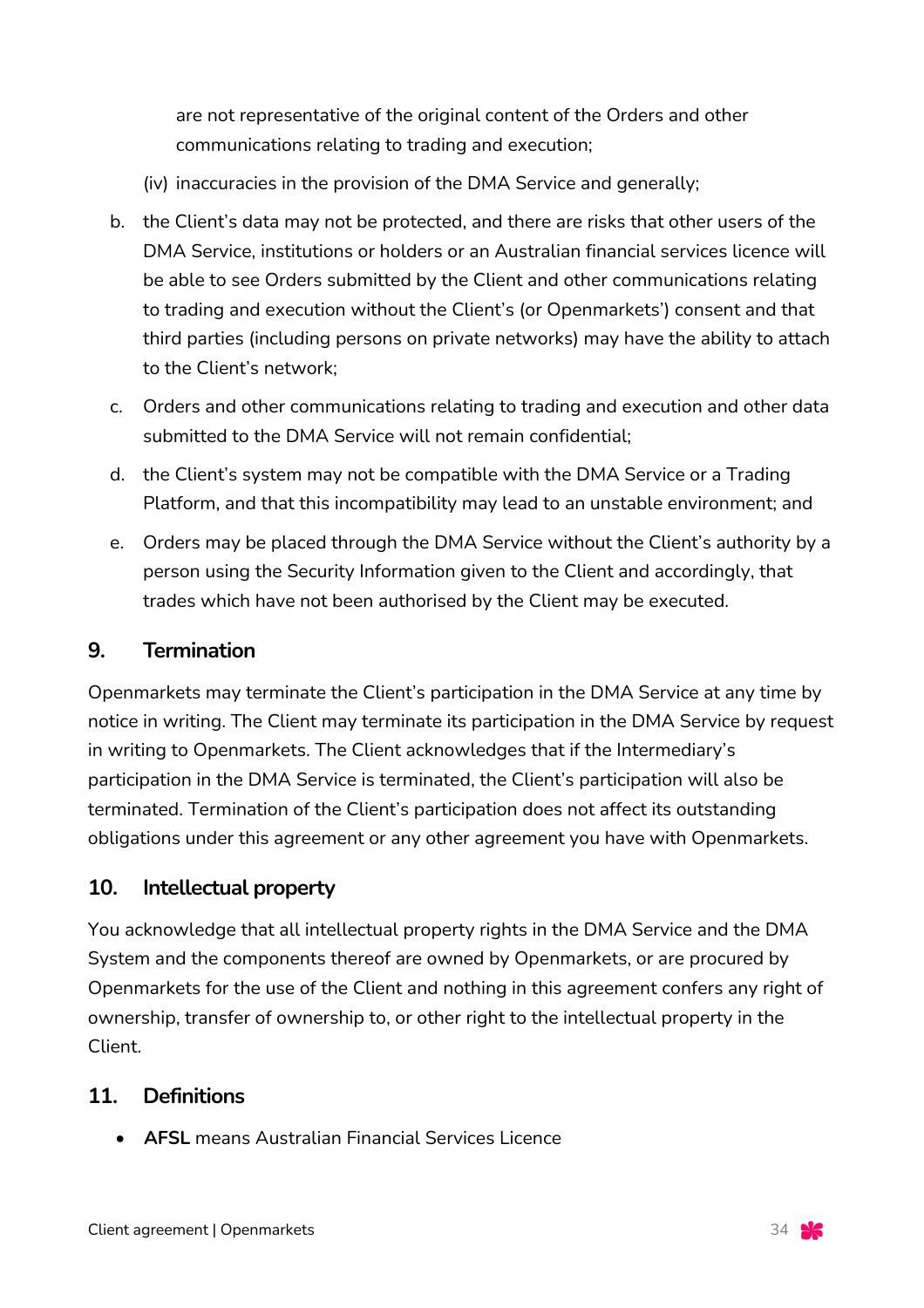are not representative of the original content of the Orders and other communications relating to trading and execution;

(iv) inaccuracies in the provision of the DMA Service and generally;

b. the Client's data may not be protected, and there are risks that other users of the DMA Service, institutions or holders or an Australian financial services licence will be able to see Orders submitted by the Client and other communications relating to trading and execution without the Client's (or Openmarkets') consent and that third parties (including persons on private networks) may have the ability to attach to the Client's network;

c. Orders and other communications relating to trading and execution and other data submitted to the DMA Service will not remain confidential;

d. the Client's system may not be compatible with the DMA Service or a Trading Platform, and that this incompatibility may lead to an unstable environment; and

e. Orders may be placed through the DMA Service without the Client's authority by a person using the Security Information given to the Client and accordingly, that trades which have not been authorised by the Client may be executed.

## 9. Termination

Openmarkets may terminate the Client's participation in the DMA Service at any time by notice in writing. The Client may terminate its participation in the DMA Service by request in writing to Openmarkets. The Client acknowledges that if the Intermediary's participation in the DMA Service is terminated, the Client's participation will also be terminated. Termination of the Client's participation does not affect its outstanding obligations under this agreement or any other agreement you have with Openmarkets.

## 10. Intellectual property

You acknowledge that all intellectual property rights in the DMA Service and the DMA System and the components thereof are owned by Openmarkets, or are procured by Openmarkets for the use of the Client and nothing in this agreement confers any right of ownership, transfer of ownership to, or other right to the intellectual property in the Client.

## 11. Definitions

- **AFSL** means Australian Financial Services Licence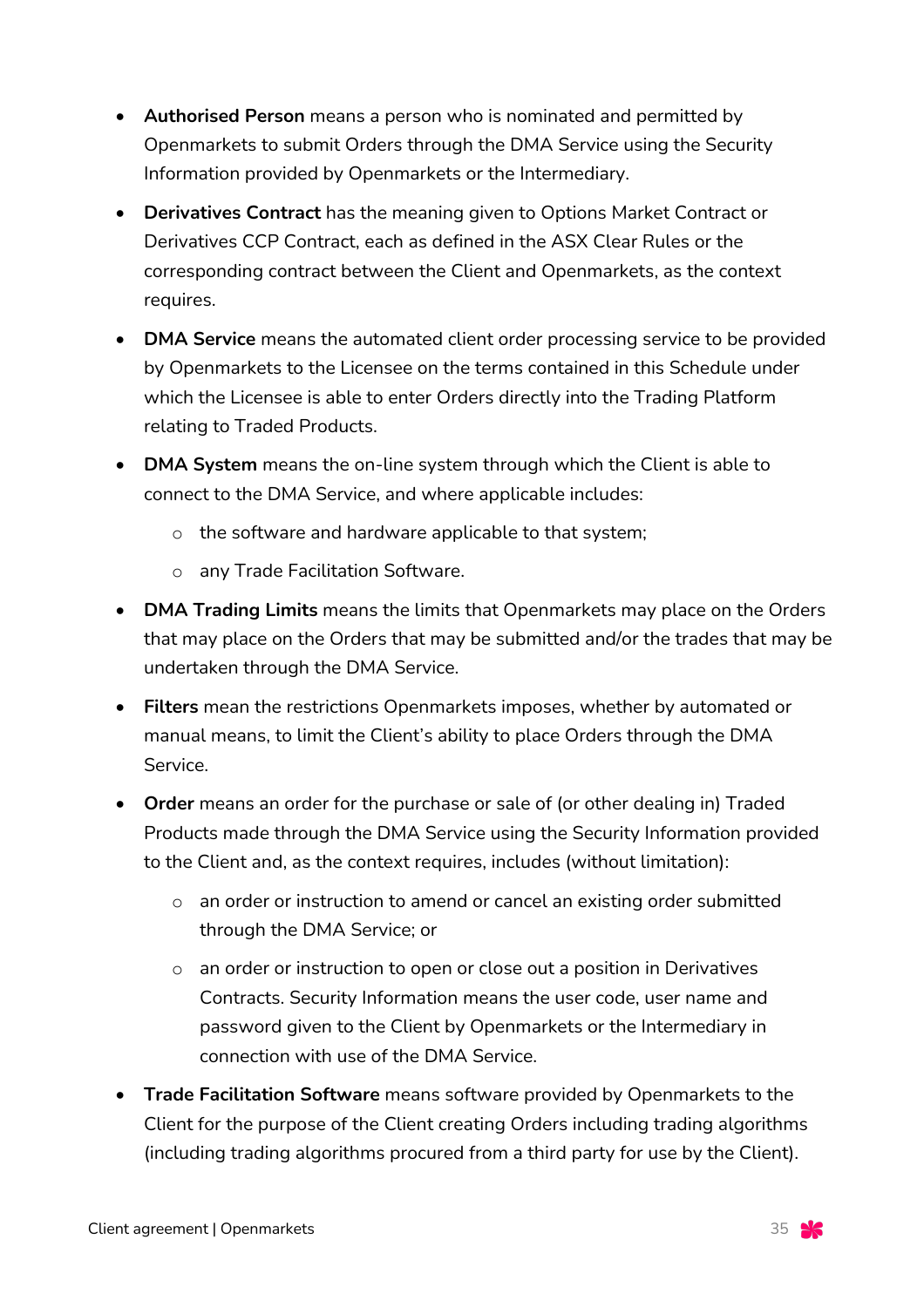- **Authorised Person** means a person who is nominated and permitted by Openmarkets to submit Orders through the DMA Service using the Security Information provided by Openmarkets or the Intermediary.
- **Derivatives Contract** has the meaning given to Options Market Contract or Derivatives CCP Contract, each as defined in the ASX Clear Rules or the corresponding contract between the Client and Openmarkets, as the context requires.
- **DMA Service** means the automated client order processing service to be provided by Openmarkets to the Licensee on the terms contained in this Schedule under which the Licensee is able to enter Orders directly into the Trading Platform relating to Traded Products.
- **DMA System** means the on-line system through which the Client is able to connect to the DMA Service, and where applicable includes:
    - the software and hardware applicable to that system;
    - any Trade Facilitation Software.
- **DMA Trading Limits** means the limits that Openmarkets may place on the Orders that may place on the Orders that may be submitted and/or the trades that may be undertaken through the DMA Service.
- **Filters** mean the restrictions Openmarkets imposes, whether by automated or manual means, to limit the Client's ability to place Orders through the DMA Service.
- **Order** means an order for the purchase or sale of (or other dealing in) Traded Products made through the DMA Service using the Security Information provided to the Client and, as the context requires, includes (without limitation):
    - an order or instruction to amend or cancel an existing order submitted through the DMA Service; or
    - an order or instruction to open or close out a position in Derivatives Contracts. Security Information means the user code, user name and password given to the Client by Openmarkets or the Intermediary in connection with use of the DMA Service.
- **Trade Facilitation Software** means software provided by Openmarkets to the Client for the purpose of the Client creating Orders including trading algorithms (including trading algorithms procured from a third party for use by the Client).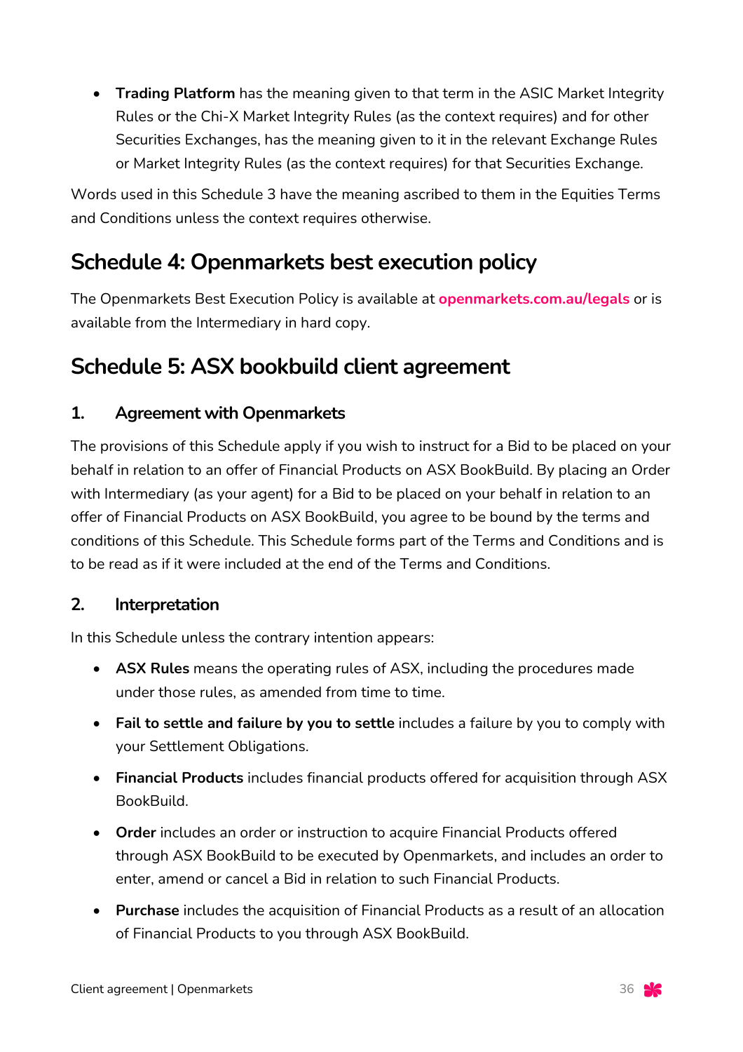- **Trading Platform** has the meaning given to that term in the ASIC Market Integrity Rules or the Chi-X Market Integrity Rules (as the context requires) and for other Securities Exchanges, has the meaning given to it in the relevant Exchange Rules or Market Integrity Rules (as the context requires) for that Securities Exchange.

Words used in this Schedule 3 have the meaning ascribed to them in the Equities Terms and Conditions unless the context requires otherwise.

## Schedule 4: Openmarkets best execution policy

The Openmarkets Best Execution Policy is available at **openmarkets.com.au/legals** or is available from the Intermediary in hard copy.

## Schedule 5: ASX bookbuild client agreement

### 1. Agreement with Openmarkets

The provisions of this Schedule apply if you wish to instruct for a Bid to be placed on your behalf in relation to an offer of Financial Products on ASX BookBuild. By placing an Order with Intermediary (as your agent) for a Bid to be placed on your behalf in relation to an offer of Financial Products on ASX BookBuild, you agree to be bound by the terms and conditions of this Schedule. This Schedule forms part of the Terms and Conditions and is to be read as if it were included at the end of the Terms and Conditions.

### 2. Interpretation

In this Schedule unless the contrary intention appears:

- **ASX Rules** means the operating rules of ASX, including the procedures made under those rules, as amended from time to time.
- **Fail to settle and failure by you to settle** includes a failure by you to comply with your Settlement Obligations.
- **Financial Products** includes financial products offered for acquisition through ASX BookBuild.
- **Order** includes an order or instruction to acquire Financial Products offered through ASX BookBuild to be executed by Openmarkets, and includes an order to enter, amend or cancel a Bid in relation to such Financial Products.
- **Purchase** includes the acquisition of Financial Products as a result of an allocation of Financial Products to you through ASX BookBuild.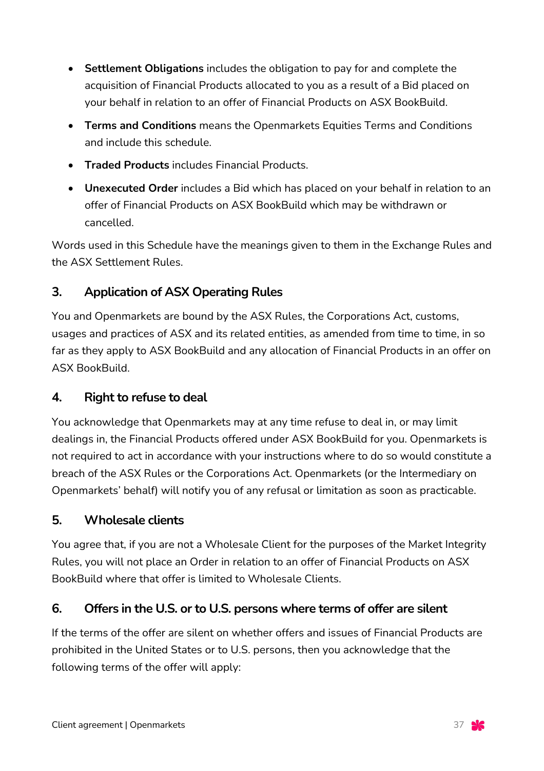- **Settlement Obligations** includes the obligation to pay for and complete the acquisition of Financial Products allocated to you as a result of a Bid placed on your behalf in relation to an offer of Financial Products on ASX BookBuild.
- **Terms and Conditions** means the Openmarkets Equities Terms and Conditions and include this schedule.
- **Traded Products** includes Financial Products.
- **Unexecuted Order** includes a Bid which has placed on your behalf in relation to an offer of Financial Products on ASX BookBuild which may be withdrawn or cancelled.

Words used in this Schedule have the meanings given to them in the Exchange Rules and the ASX Settlement Rules.

## 3. Application of ASX Operating Rules

You and Openmarkets are bound by the ASX Rules, the Corporations Act, customs, usages and practices of ASX and its related entities, as amended from time to time, in so far as they apply to ASX BookBuild and any allocation of Financial Products in an offer on ASX BookBuild.

## 4. Right to refuse to deal

You acknowledge that Openmarkets may at any time refuse to deal in, or may limit dealings in, the Financial Products offered under ASX BookBuild for you. Openmarkets is not required to act in accordance with your instructions where to do so would constitute a breach of the ASX Rules or the Corporations Act. Openmarkets (or the Intermediary on Openmarkets' behalf) will notify you of any refusal or limitation as soon as practicable.

## 5. Wholesale clients

You agree that, if you are not a Wholesale Client for the purposes of the Market Integrity Rules, you will not place an Order in relation to an offer of Financial Products on ASX BookBuild where that offer is limited to Wholesale Clients.

## 6. Offers in the U.S. or to U.S. persons where terms of offer are silent

If the terms of the offer are silent on whether offers and issues of Financial Products are prohibited in the United States or to U.S. persons, then you acknowledge that the following terms of the offer will apply: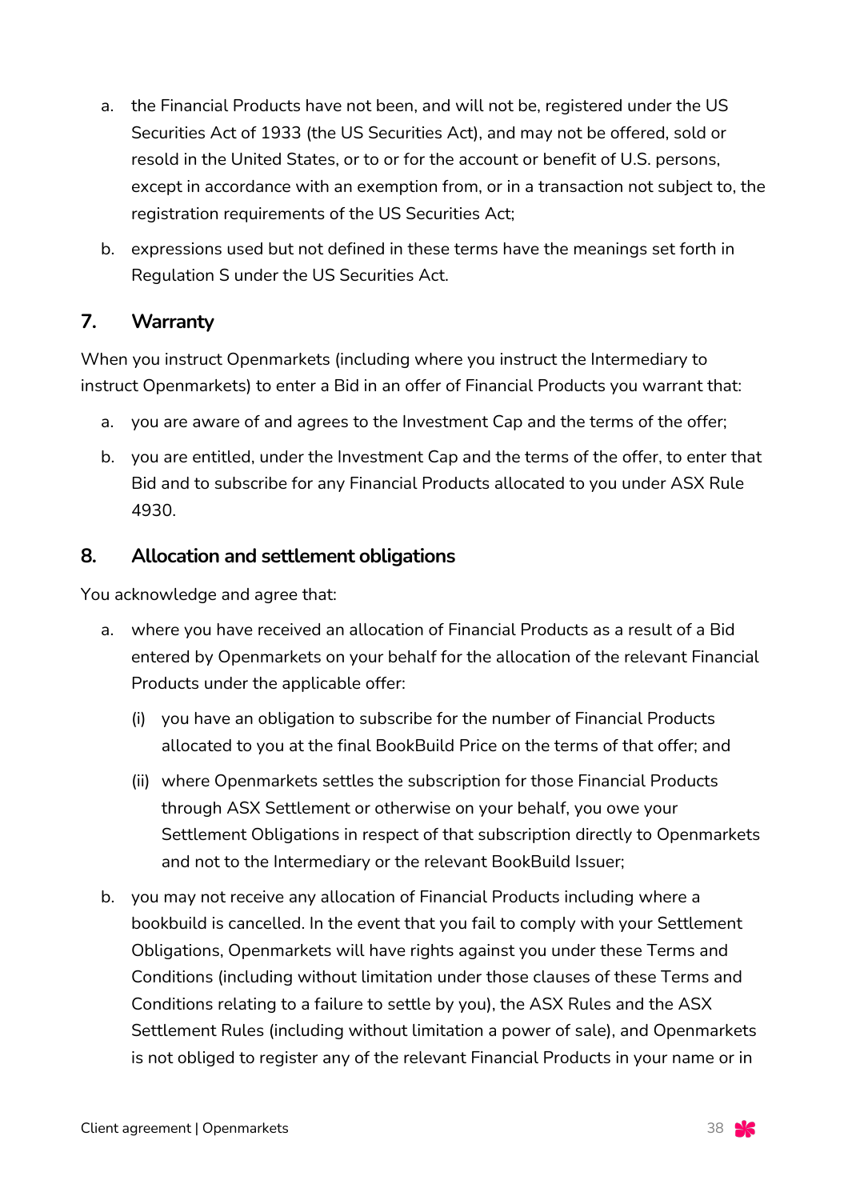a. the Financial Products have not been, and will not be, registered under the US Securities Act of 1933 (the US Securities Act), and may not be offered, sold or resold in the United States, or to or for the account or benefit of U.S. persons, except in accordance with an exemption from, or in a transaction not subject to, the registration requirements of the US Securities Act;

b. expressions used but not defined in these terms have the meanings set forth in Regulation S under the US Securities Act.

## 7. Warranty

When you instruct Openmarkets (including where you instruct the Intermediary to instruct Openmarkets) to enter a Bid in an offer of Financial Products you warrant that:

a. you are aware of and agrees to the Investment Cap and the terms of the offer;

b. you are entitled, under the Investment Cap and the terms of the offer, to enter that Bid and to subscribe for any Financial Products allocated to you under ASX Rule 4930.

## 8. Allocation and settlement obligations

You acknowledge and agree that:

a. where you have received an allocation of Financial Products as a result of a Bid entered by Openmarkets on your behalf for the allocation of the relevant Financial Products under the applicable offer:

   (i) you have an obligation to subscribe for the number of Financial Products allocated to you at the final BookBuild Price on the terms of that offer; and

   (ii) where Openmarkets settles the subscription for those Financial Products through ASX Settlement or otherwise on your behalf, you owe your Settlement Obligations in respect of that subscription directly to Openmarkets and not to the Intermediary or the relevant BookBuild Issuer;

b. you may not receive any allocation of Financial Products including where a bookbuild is cancelled. In the event that you fail to comply with your Settlement Obligations, Openmarkets will have rights against you under these Terms and Conditions (including without limitation under those clauses of these Terms and Conditions relating to a failure to settle by you), the ASX Rules and the ASX Settlement Rules (including without limitation a power of sale), and Openmarkets is not obliged to register any of the relevant Financial Products in your name or in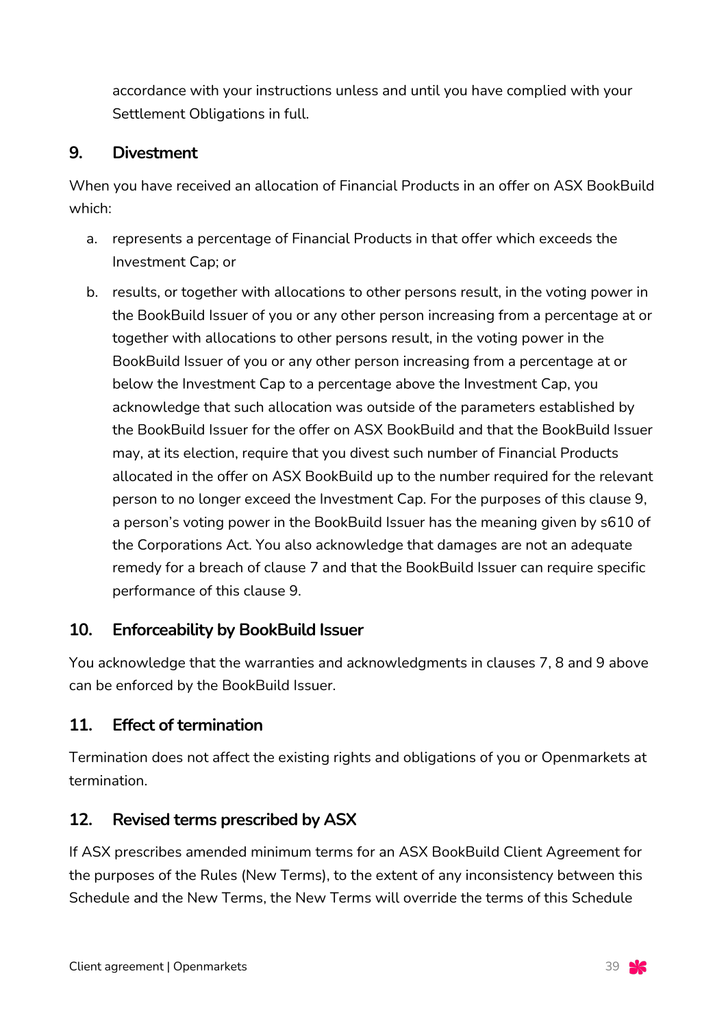accordance with your instructions unless and until you have complied with your Settlement Obligations in full.

## 9. Divestment

When you have received an allocation of Financial Products in an offer on ASX BookBuild which:

a. represents a percentage of Financial Products in that offer which exceeds the Investment Cap; or

b. results, or together with allocations to other persons result, in the voting power in the BookBuild Issuer of you or any other person increasing from a percentage at or together with allocations to other persons result, in the voting power in the BookBuild Issuer of you or any other person increasing from a percentage at or below the Investment Cap to a percentage above the Investment Cap, you acknowledge that such allocation was outside of the parameters established by the BookBuild Issuer for the offer on ASX BookBuild and that the BookBuild Issuer may, at its election, require that you divest such number of Financial Products allocated in the offer on ASX BookBuild up to the number required for the relevant person to no longer exceed the Investment Cap. For the purposes of this clause 9, a person's voting power in the BookBuild Issuer has the meaning given by s610 of the Corporations Act. You also acknowledge that damages are not an adequate remedy for a breach of clause 7 and that the BookBuild Issuer can require specific performance of this clause 9.

## 10. Enforceability by BookBuild Issuer

You acknowledge that the warranties and acknowledgments in clauses 7, 8 and 9 above can be enforced by the BookBuild Issuer.

## 11. Effect of termination

Termination does not affect the existing rights and obligations of you or Openmarkets at termination.

## 12. Revised terms prescribed by ASX

If ASX prescribes amended minimum terms for an ASX BookBuild Client Agreement for the purposes of the Rules (New Terms), to the extent of any inconsistency between this Schedule and the New Terms, the New Terms will override the terms of this Schedule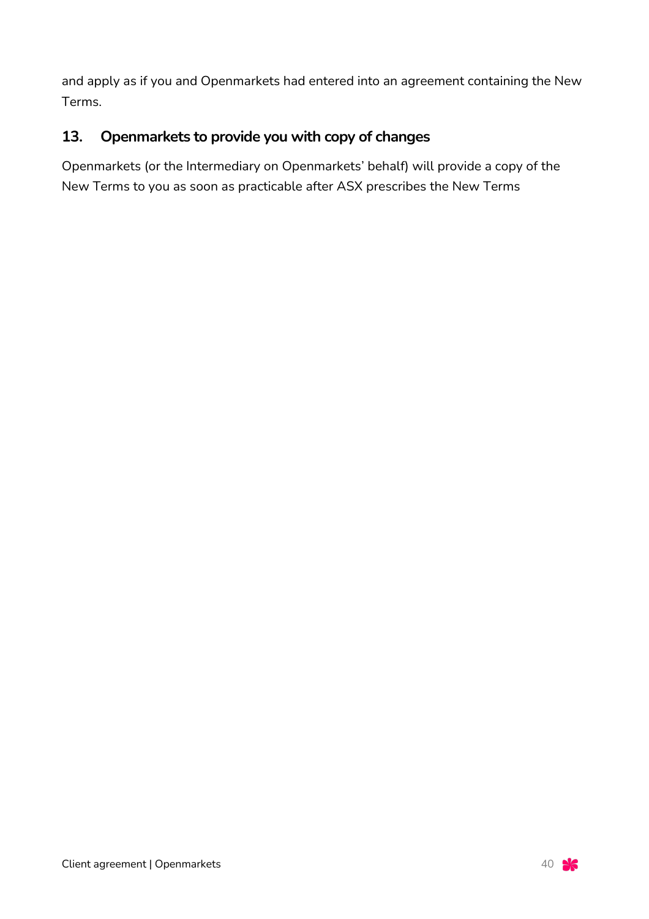and apply as if you and Openmarkets had entered into an agreement containing the New Terms.

## 13. Openmarkets to provide you with copy of changes

Openmarkets (or the Intermediary on Openmarkets' behalf) will provide a copy of the New Terms to you as soon as practicable after ASX prescribes the New Terms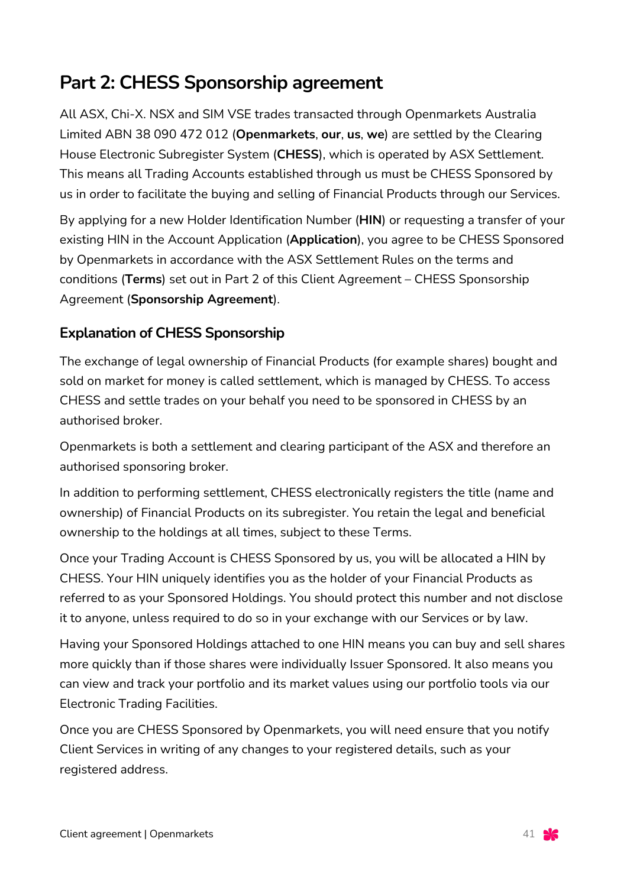# Part 2: CHESS Sponsorship agreement

All ASX, Chi-X. NSX and SIM VSE trades transacted through Openmarkets Australia Limited ABN 38 090 472 012 (**Openmarkets**, **our**, **us**, **we**) are settled by the Clearing House Electronic Subregister System (**CHESS**), which is operated by ASX Settlement. This means all Trading Accounts established through us must be CHESS Sponsored by us in order to facilitate the buying and selling of Financial Products through our Services.

By applying for a new Holder Identification Number (**HIN**) or requesting a transfer of your existing HIN in the Account Application (**Application**), you agree to be CHESS Sponsored by Openmarkets in accordance with the ASX Settlement Rules on the terms and conditions (**Terms**) set out in Part 2 of this Client Agreement – CHESS Sponsorship Agreement (**Sponsorship Agreement**).

## Explanation of CHESS Sponsorship

The exchange of legal ownership of Financial Products (for example shares) bought and sold on market for money is called settlement, which is managed by CHESS. To access CHESS and settle trades on your behalf you need to be sponsored in CHESS by an authorised broker.

Openmarkets is both a settlement and clearing participant of the ASX and therefore an authorised sponsoring broker.

In addition to performing settlement, CHESS electronically registers the title (name and ownership) of Financial Products on its subregister. You retain the legal and beneficial ownership to the holdings at all times, subject to these Terms.

Once your Trading Account is CHESS Sponsored by us, you will be allocated a HIN by CHESS. Your HIN uniquely identifies you as the holder of your Financial Products as referred to as your Sponsored Holdings. You should protect this number and not disclose it to anyone, unless required to do so in your exchange with our Services or by law.

Having your Sponsored Holdings attached to one HIN means you can buy and sell shares more quickly than if those shares were individually Issuer Sponsored. It also means you can view and track your portfolio and its market values using our portfolio tools via our Electronic Trading Facilities.

Once you are CHESS Sponsored by Openmarkets, you will need ensure that you notify Client Services in writing of any changes to your registered details, such as your registered address.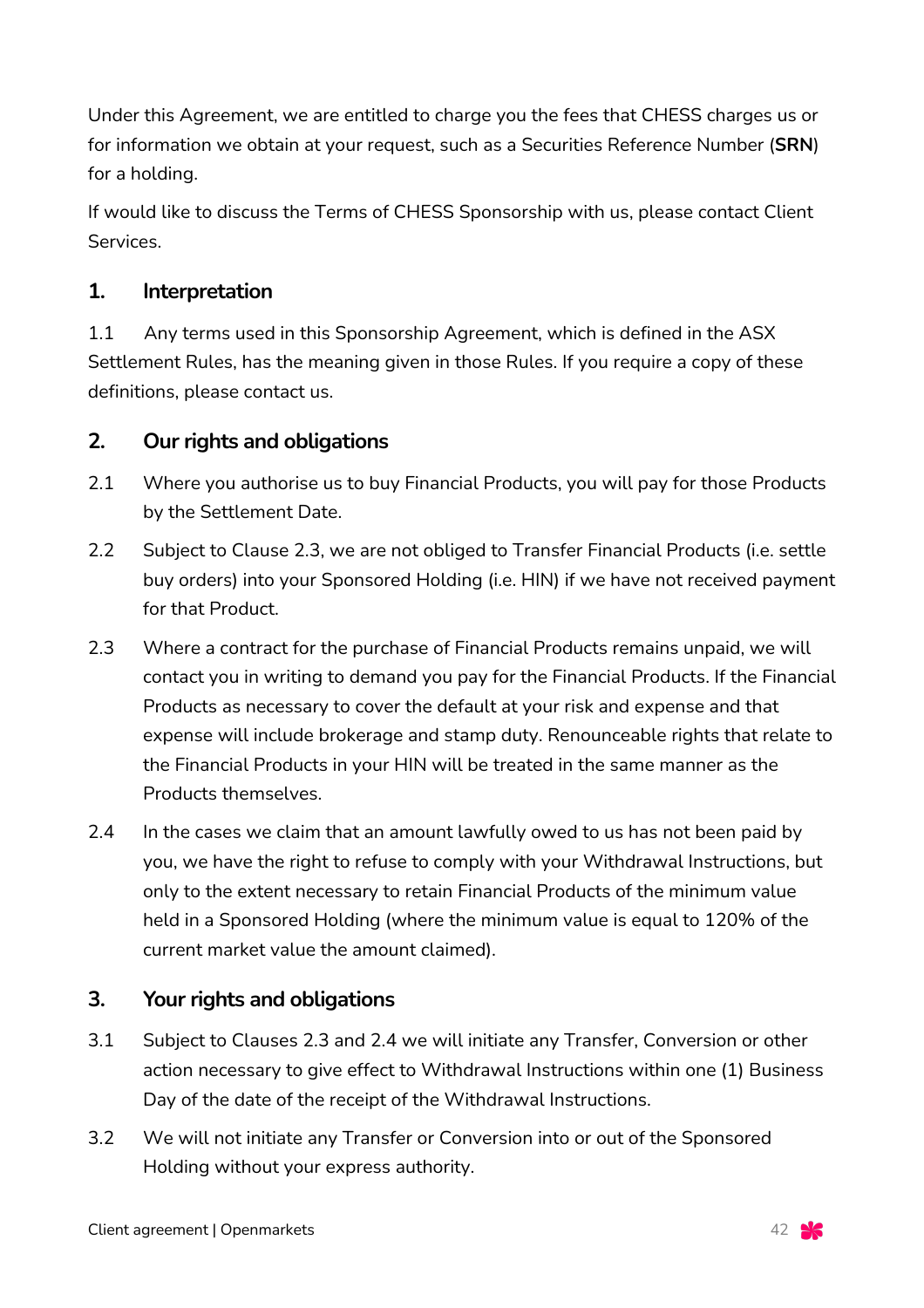Under this Agreement, we are entitled to charge you the fees that CHESS charges us or for information we obtain at your request, such as a Securities Reference Number (**SRN**) for a holding.

If would like to discuss the Terms of CHESS Sponsorship with us, please contact Client Services.

## 1. Interpretation

1.1 Any terms used in this Sponsorship Agreement, which is defined in the ASX Settlement Rules, has the meaning given in those Rules. If you require a copy of these definitions, please contact us.

## 2. Our rights and obligations

2.1 Where you authorise us to buy Financial Products, you will pay for those Products by the Settlement Date.

2.2 Subject to Clause 2.3, we are not obliged to Transfer Financial Products (i.e. settle buy orders) into your Sponsored Holding (i.e. HIN) if we have not received payment for that Product.

2.3 Where a contract for the purchase of Financial Products remains unpaid, we will contact you in writing to demand you pay for the Financial Products. If the Financial Products as necessary to cover the default at your risk and expense and that expense will include brokerage and stamp duty. Renounceable rights that relate to the Financial Products in your HIN will be treated in the same manner as the Products themselves.

2.4 In the cases we claim that an amount lawfully owed to us has not been paid by you, we have the right to refuse to comply with your Withdrawal Instructions, but only to the extent necessary to retain Financial Products of the minimum value held in a Sponsored Holding (where the minimum value is equal to 120% of the current market value the amount claimed).

## 3. Your rights and obligations

3.1 Subject to Clauses 2.3 and 2.4 we will initiate any Transfer, Conversion or other action necessary to give effect to Withdrawal Instructions within one (1) Business Day of the date of the receipt of the Withdrawal Instructions.

3.2 We will not initiate any Transfer or Conversion into or out of the Sponsored Holding without your express authority.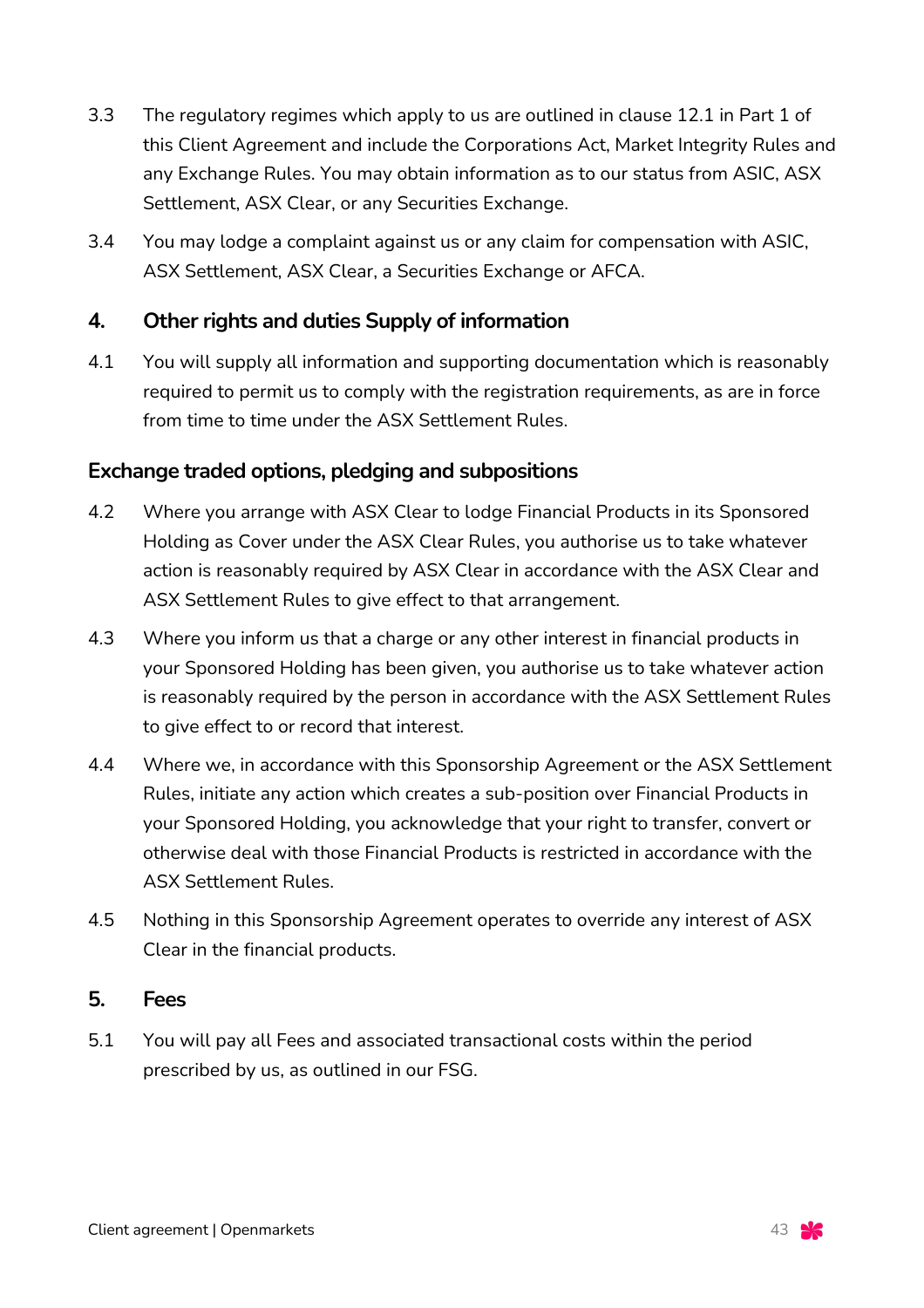3.3 The regulatory regimes which apply to us are outlined in clause 12.1 in Part 1 of this Client Agreement and include the Corporations Act, Market Integrity Rules and any Exchange Rules. You may obtain information as to our status from ASIC, ASX Settlement, ASX Clear, or any Securities Exchange.

3.4 You may lodge a complaint against us or any claim for compensation with ASIC, ASX Settlement, ASX Clear, a Securities Exchange or AFCA.

## 4. Other rights and duties Supply of information

4.1 You will supply all information and supporting documentation which is reasonably required to permit us to comply with the registration requirements, as are in force from time to time under the ASX Settlement Rules.

### Exchange traded options, pledging and subpositions

4.2 Where you arrange with ASX Clear to lodge Financial Products in its Sponsored Holding as Cover under the ASX Clear Rules, you authorise us to take whatever action is reasonably required by ASX Clear in accordance with the ASX Clear and ASX Settlement Rules to give effect to that arrangement.

4.3 Where you inform us that a charge or any other interest in financial products in your Sponsored Holding has been given, you authorise us to take whatever action is reasonably required by the person in accordance with the ASX Settlement Rules to give effect to or record that interest.

4.4 Where we, in accordance with this Sponsorship Agreement or the ASX Settlement Rules, initiate any action which creates a sub-position over Financial Products in your Sponsored Holding, you acknowledge that your right to transfer, convert or otherwise deal with those Financial Products is restricted in accordance with the ASX Settlement Rules.

4.5 Nothing in this Sponsorship Agreement operates to override any interest of ASX Clear in the financial products.

## 5. Fees

5.1 You will pay all Fees and associated transactional costs within the period prescribed by us, as outlined in our FSG.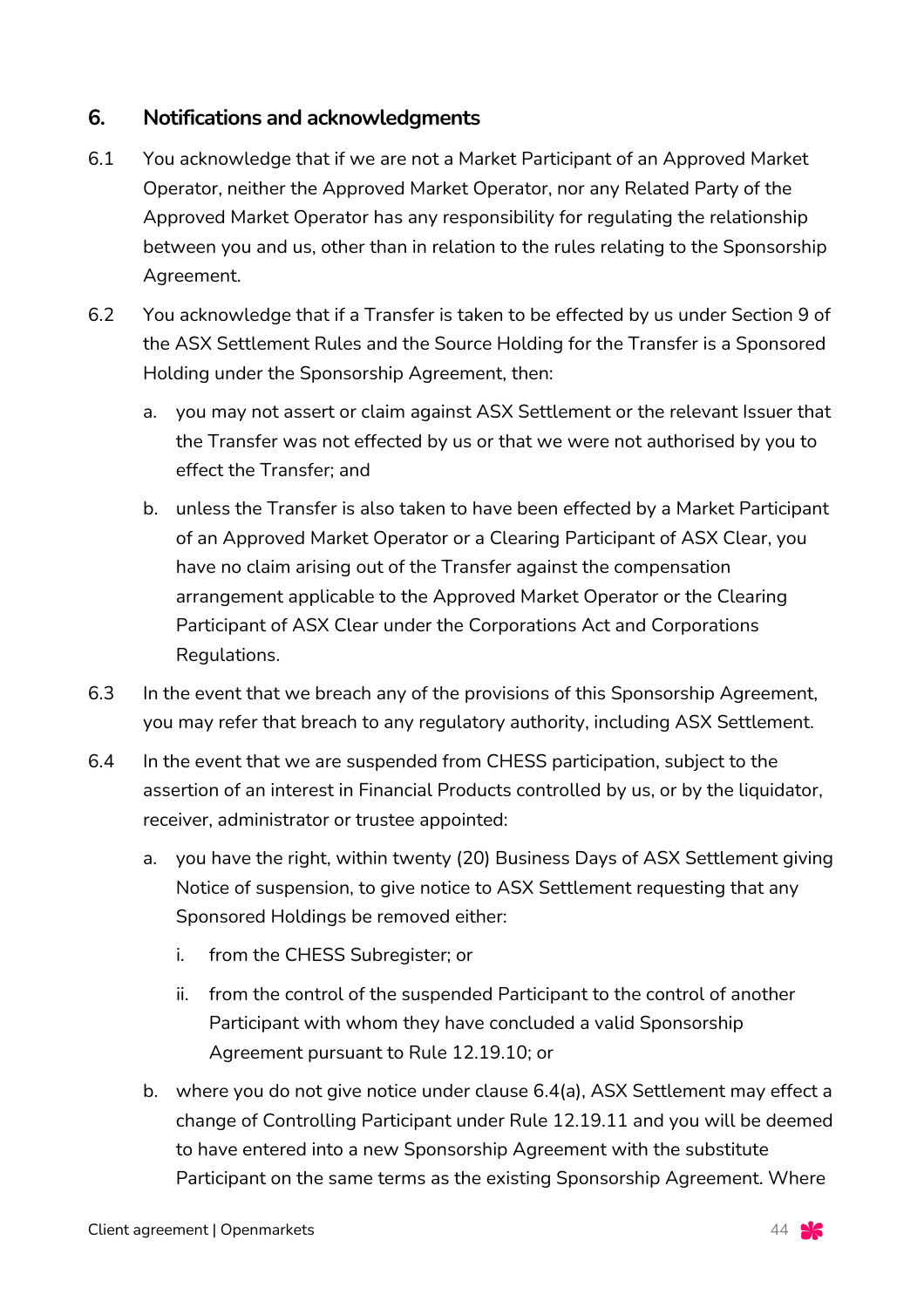## 6. Notifications and acknowledgments

6.1 You acknowledge that if we are not a Market Participant of an Approved Market Operator, neither the Approved Market Operator, nor any Related Party of the Approved Market Operator has any responsibility for regulating the relationship between you and us, other than in relation to the rules relating to the Sponsorship Agreement.

6.2 You acknowledge that if a Transfer is taken to be effected by us under Section 9 of the ASX Settlement Rules and the Source Holding for the Transfer is a Sponsored Holding under the Sponsorship Agreement, then:

a. you may not assert or claim against ASX Settlement or the relevant Issuer that the Transfer was not effected by us or that we were not authorised by you to effect the Transfer; and

b. unless the Transfer is also taken to have been effected by a Market Participant of an Approved Market Operator or a Clearing Participant of ASX Clear, you have no claim arising out of the Transfer against the compensation arrangement applicable to the Approved Market Operator or the Clearing Participant of ASX Clear under the Corporations Act and Corporations Regulations.

6.3 In the event that we breach any of the provisions of this Sponsorship Agreement, you may refer that breach to any regulatory authority, including ASX Settlement.

6.4 In the event that we are suspended from CHESS participation, subject to the assertion of an interest in Financial Products controlled by us, or by the liquidator, receiver, administrator or trustee appointed:

a. you have the right, within twenty (20) Business Days of ASX Settlement giving Notice of suspension, to give notice to ASX Settlement requesting that any Sponsored Holdings be removed either:

   i. from the CHESS Subregister; or

   ii. from the control of the suspended Participant to the control of another Participant with whom they have concluded a valid Sponsorship Agreement pursuant to Rule 12.19.10; or

b. where you do not give notice under clause 6.4(a), ASX Settlement may effect a change of Controlling Participant under Rule 12.19.11 and you will be deemed to have entered into a new Sponsorship Agreement with the substitute Participant on the same terms as the existing Sponsorship Agreement. Where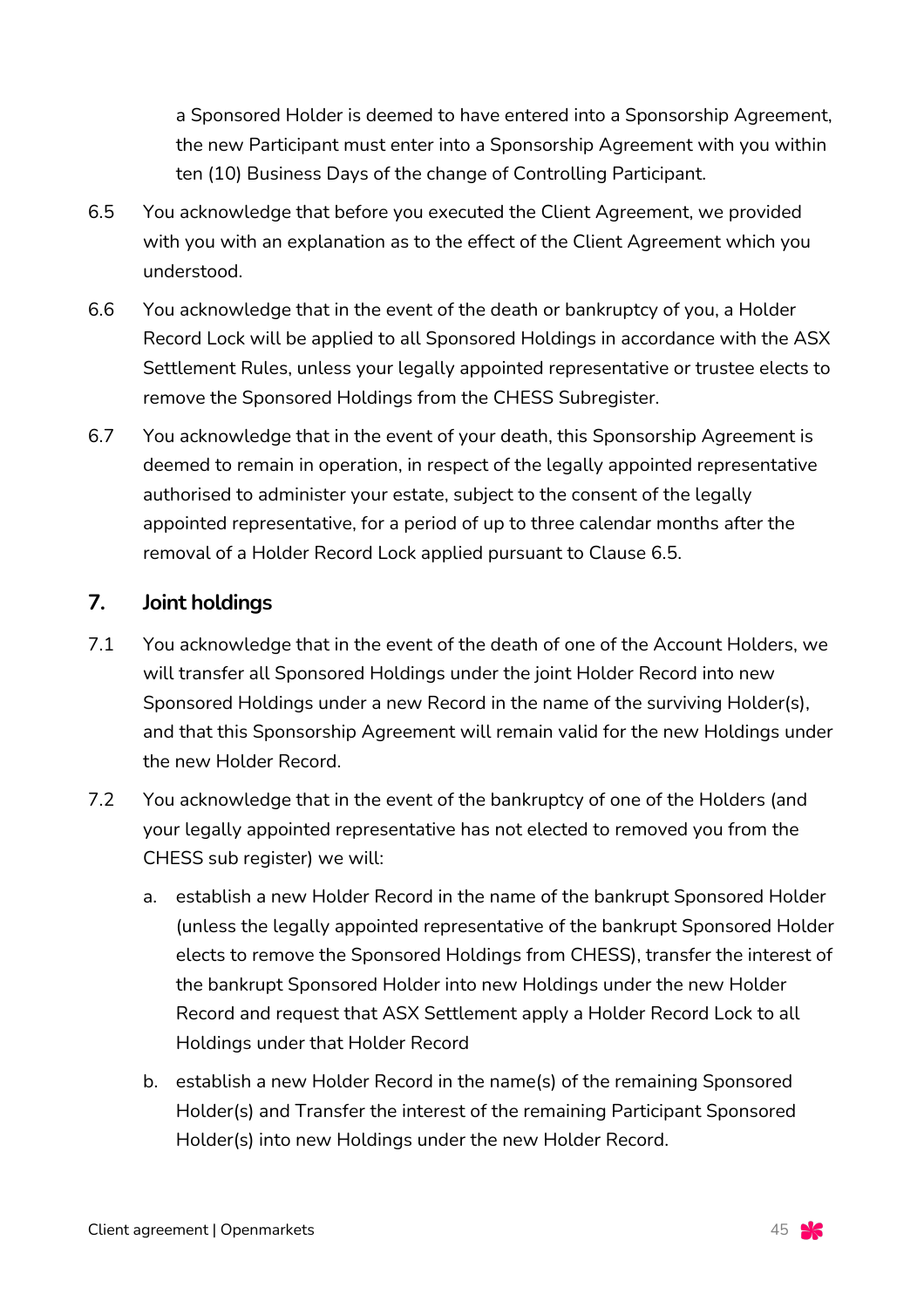a Sponsored Holder is deemed to have entered into a Sponsorship Agreement, the new Participant must enter into a Sponsorship Agreement with you within ten (10) Business Days of the change of Controlling Participant.

6.5 You acknowledge that before you executed the Client Agreement, we provided with you with an explanation as to the effect of the Client Agreement which you understood.

6.6 You acknowledge that in the event of the death or bankruptcy of you, a Holder Record Lock will be applied to all Sponsored Holdings in accordance with the ASX Settlement Rules, unless your legally appointed representative or trustee elects to remove the Sponsored Holdings from the CHESS Subregister.

6.7 You acknowledge that in the event of your death, this Sponsorship Agreement is deemed to remain in operation, in respect of the legally appointed representative authorised to administer your estate, subject to the consent of the legally appointed representative, for a period of up to three calendar months after the removal of a Holder Record Lock applied pursuant to Clause 6.5.

## 7. Joint holdings

7.1 You acknowledge that in the event of the death of one of the Account Holders, we will transfer all Sponsored Holdings under the joint Holder Record into new Sponsored Holdings under a new Record in the name of the surviving Holder(s), and that this Sponsorship Agreement will remain valid for the new Holdings under the new Holder Record.

7.2 You acknowledge that in the event of the bankruptcy of one of the Holders (and your legally appointed representative has not elected to removed you from the CHESS sub register) we will:

a. establish a new Holder Record in the name of the bankrupt Sponsored Holder (unless the legally appointed representative of the bankrupt Sponsored Holder elects to remove the Sponsored Holdings from CHESS), transfer the interest of the bankrupt Sponsored Holder into new Holdings under the new Holder Record and request that ASX Settlement apply a Holder Record Lock to all Holdings under that Holder Record

b. establish a new Holder Record in the name(s) of the remaining Sponsored Holder(s) and Transfer the interest of the remaining Participant Sponsored Holder(s) into new Holdings under the new Holder Record.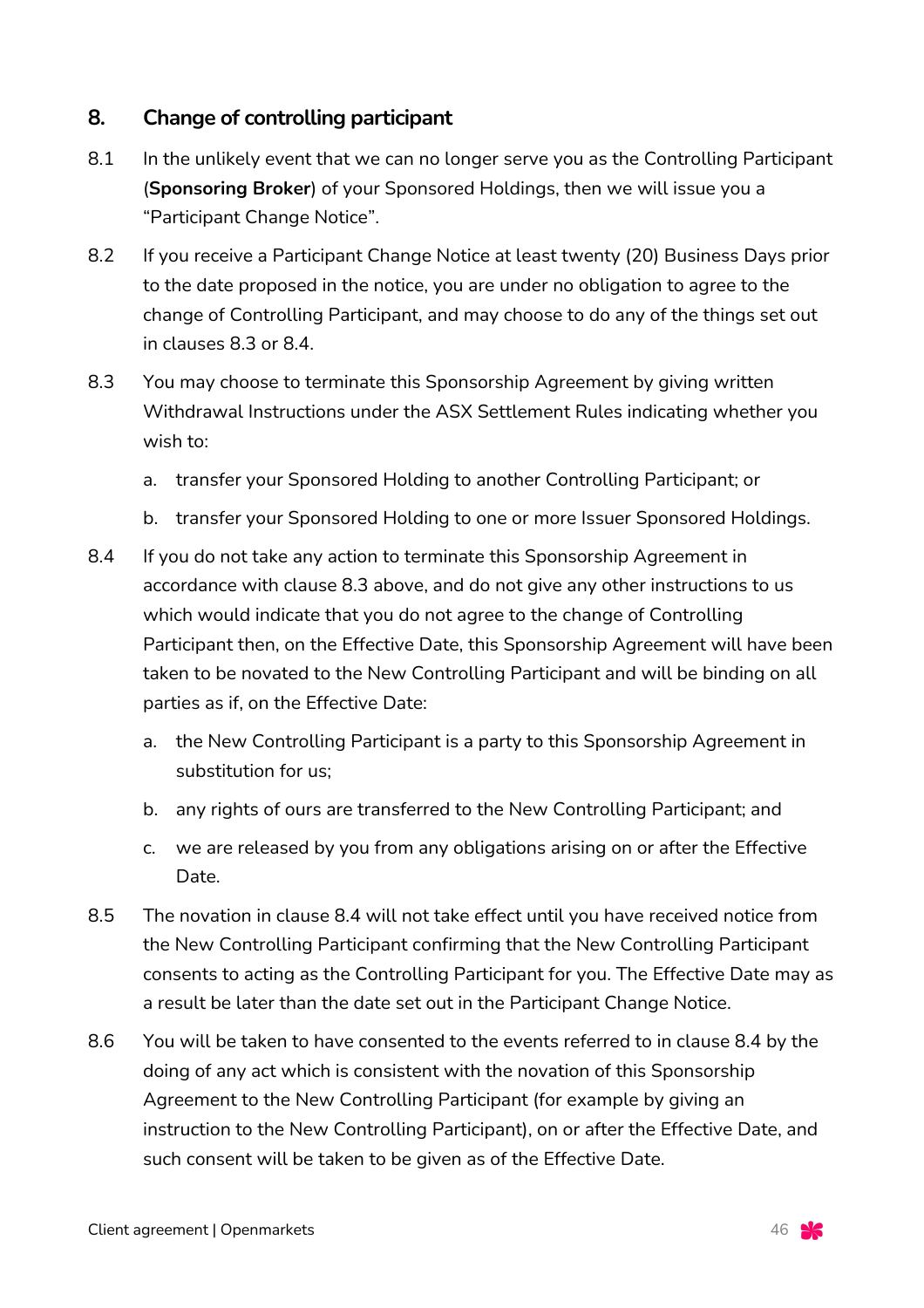## 8. Change of controlling participant

8.1 In the unlikely event that we can no longer serve you as the Controlling Participant (**Sponsoring Broker**) of your Sponsored Holdings, then we will issue you a "Participant Change Notice".

8.2 If you receive a Participant Change Notice at least twenty (20) Business Days prior to the date proposed in the notice, you are under no obligation to agree to the change of Controlling Participant, and may choose to do any of the things set out in clauses 8.3 or 8.4.

8.3 You may choose to terminate this Sponsorship Agreement by giving written Withdrawal Instructions under the ASX Settlement Rules indicating whether you wish to:

a. transfer your Sponsored Holding to another Controlling Participant; or

b. transfer your Sponsored Holding to one or more Issuer Sponsored Holdings.

8.4 If you do not take any action to terminate this Sponsorship Agreement in accordance with clause 8.3 above, and do not give any other instructions to us which would indicate that you do not agree to the change of Controlling Participant then, on the Effective Date, this Sponsorship Agreement will have been taken to be novated to the New Controlling Participant and will be binding on all parties as if, on the Effective Date:

a. the New Controlling Participant is a party to this Sponsorship Agreement in substitution for us;

b. any rights of ours are transferred to the New Controlling Participant; and

c. we are released by you from any obligations arising on or after the Effective Date.

8.5 The novation in clause 8.4 will not take effect until you have received notice from the New Controlling Participant confirming that the New Controlling Participant consents to acting as the Controlling Participant for you. The Effective Date may as a result be later than the date set out in the Participant Change Notice.

8.6 You will be taken to have consented to the events referred to in clause 8.4 by the doing of any act which is consistent with the novation of this Sponsorship Agreement to the New Controlling Participant (for example by giving an instruction to the New Controlling Participant), on or after the Effective Date, and such consent will be taken to be given as of the Effective Date.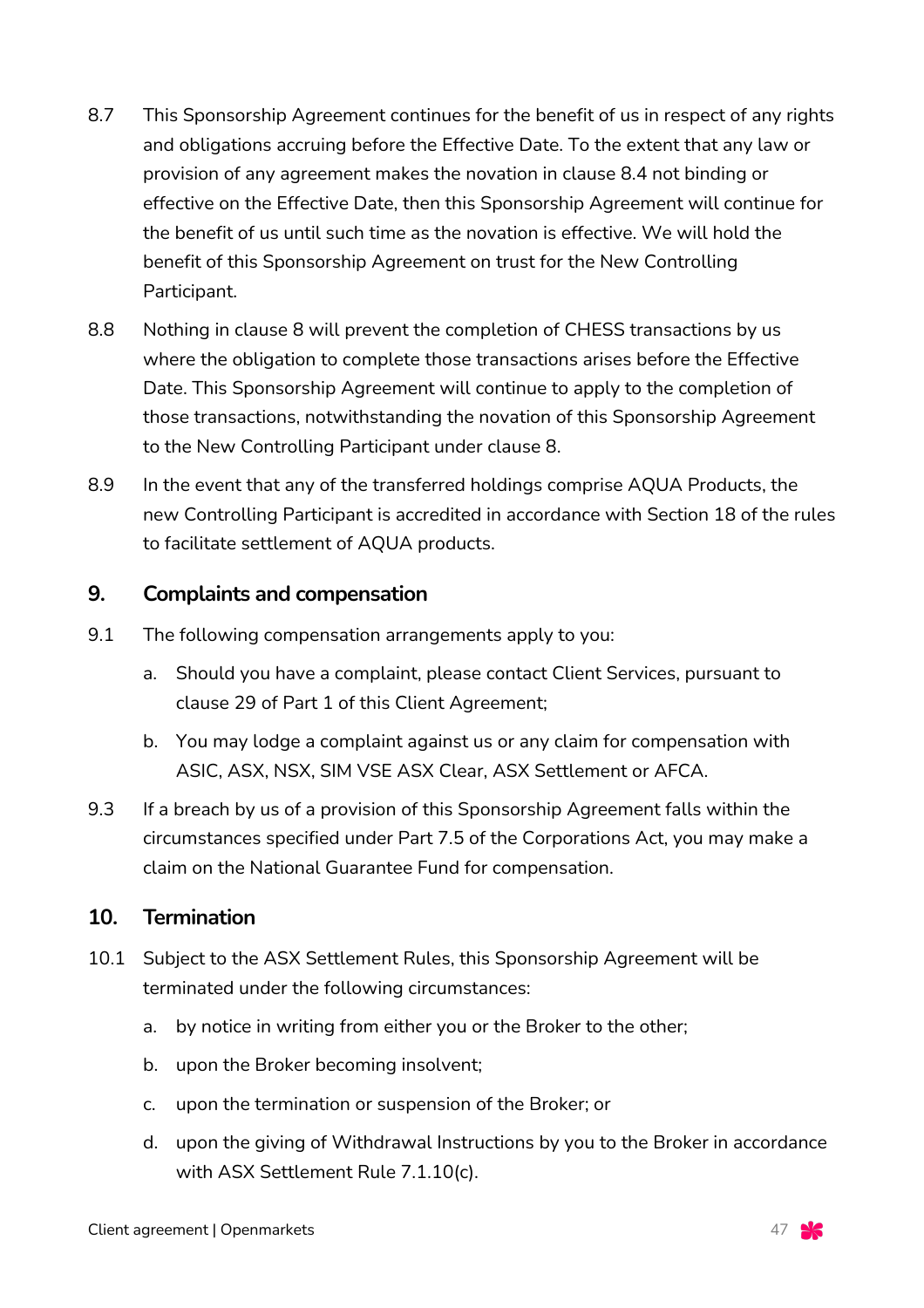8.7 This Sponsorship Agreement continues for the benefit of us in respect of any rights and obligations accruing before the Effective Date. To the extent that any law or provision of any agreement makes the novation in clause 8.4 not binding or effective on the Effective Date, then this Sponsorship Agreement will continue for the benefit of us until such time as the novation is effective. We will hold the benefit of this Sponsorship Agreement on trust for the New Controlling Participant.

8.8 Nothing in clause 8 will prevent the completion of CHESS transactions by us where the obligation to complete those transactions arises before the Effective Date. This Sponsorship Agreement will continue to apply to the completion of those transactions, notwithstanding the novation of this Sponsorship Agreement to the New Controlling Participant under clause 8.

8.9 In the event that any of the transferred holdings comprise AQUA Products, the new Controlling Participant is accredited in accordance with Section 18 of the rules to facilitate settlement of AQUA products.

## 9. Complaints and compensation

9.1 The following compensation arrangements apply to you:

a. Should you have a complaint, please contact Client Services, pursuant to clause 29 of Part 1 of this Client Agreement;

b. You may lodge a complaint against us or any claim for compensation with ASIC, ASX, NSX, SIM VSE ASX Clear, ASX Settlement or AFCA.

9.3 If a breach by us of a provision of this Sponsorship Agreement falls within the circumstances specified under Part 7.5 of the Corporations Act, you may make a claim on the National Guarantee Fund for compensation.

## 10. Termination

10.1 Subject to the ASX Settlement Rules, this Sponsorship Agreement will be terminated under the following circumstances:

a. by notice in writing from either you or the Broker to the other;

b. upon the Broker becoming insolvent;

c. upon the termination or suspension of the Broker; or

d. upon the giving of Withdrawal Instructions by you to the Broker in accordance with ASX Settlement Rule 7.1.10(c).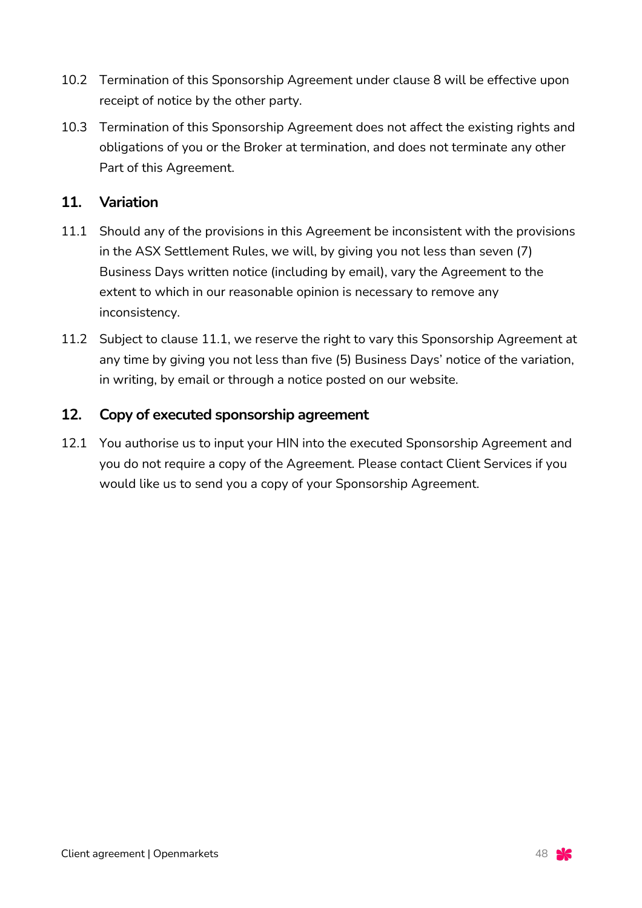10.2 Termination of this Sponsorship Agreement under clause 8 will be effective upon receipt of notice by the other party.

10.3 Termination of this Sponsorship Agreement does not affect the existing rights and obligations of you or the Broker at termination, and does not terminate any other Part of this Agreement.

## 11. Variation

11.1 Should any of the provisions in this Agreement be inconsistent with the provisions in the ASX Settlement Rules, we will, by giving you not less than seven (7) Business Days written notice (including by email), vary the Agreement to the extent to which in our reasonable opinion is necessary to remove any inconsistency.

11.2 Subject to clause 11.1, we reserve the right to vary this Sponsorship Agreement at any time by giving you not less than five (5) Business Days' notice of the variation, in writing, by email or through a notice posted on our website.

## 12. Copy of executed sponsorship agreement

12.1 You authorise us to input your HIN into the executed Sponsorship Agreement and you do not require a copy of the Agreement. Please contact Client Services if you would like us to send you a copy of your Sponsorship Agreement.